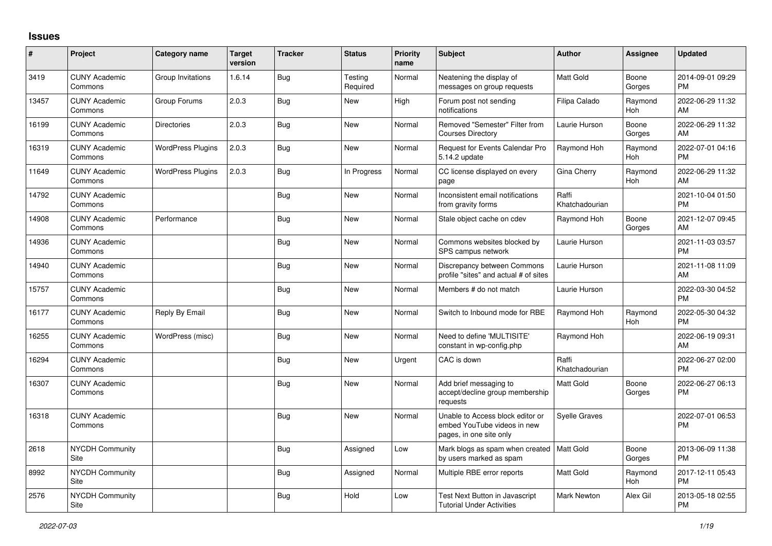## Issues

| # | Project | Category name | Target version | Tracker | Status | Priority name | Subject | Author | Assignee | Updated |
|---|---|---|---|---|---|---|---|---|---|---|
| 3419 | CUNY Academic Commons | Group Invitations | 1.6.14 | Bug | Testing Required | Normal | Neatening the display of messages on group requests | Matt Gold | Boone Gorges | 2014-09-01 09:29 PM |
| 13457 | CUNY Academic Commons | Group Forums | 2.0.3 | Bug | New | High | Forum post not sending notifications | Filipa Calado | Raymond Hoh | 2022-06-29 11:32 AM |
| 16199 | CUNY Academic Commons | Directories | 2.0.3 | Bug | New | Normal | Removed "Semester" Filter from Courses Directory | Laurie Hurson | Boone Gorges | 2022-06-29 11:32 AM |
| 16319 | CUNY Academic Commons | WordPress Plugins | 2.0.3 | Bug | New | Normal | Request for Events Calendar Pro 5.14.2 update | Raymond Hoh | Raymond Hoh | 2022-07-01 04:16 PM |
| 11649 | CUNY Academic Commons | WordPress Plugins | 2.0.3 | Bug | In Progress | Normal | CC license displayed on every page | Gina Cherry | Raymond Hoh | 2022-06-29 11:32 AM |
| 14792 | CUNY Academic Commons | | | Bug | New | Normal | Inconsistent email notifications from gravity forms | Raffi Khatchadourian | | 2021-10-04 01:50 PM |
| 14908 | CUNY Academic Commons | Performance | | Bug | New | Normal | Stale object cache on cdev | Raymond Hoh | Boone Gorges | 2021-12-07 09:45 AM |
| 14936 | CUNY Academic Commons | | | Bug | New | Normal | Commons websites blocked by SPS campus network | Laurie Hurson | | 2021-11-03 03:57 PM |
| 14940 | CUNY Academic Commons | | | Bug | New | Normal | Discrepancy between Commons profile "sites" and actual # of sites | Laurie Hurson | | 2021-11-08 11:09 AM |
| 15757 | CUNY Academic Commons | | | Bug | New | Normal | Members # do not match | Laurie Hurson | | 2022-03-30 04:52 PM |
| 16177 | CUNY Academic Commons | Reply By Email | | Bug | New | Normal | Switch to Inbound mode for RBE | Raymond Hoh | Raymond Hoh | 2022-05-30 04:32 PM |
| 16255 | CUNY Academic Commons | WordPress (misc) | | Bug | New | Normal | Need to define 'MULTISITE' constant in wp-config.php | Raymond Hoh | | 2022-06-19 09:31 AM |
| 16294 | CUNY Academic Commons | | | Bug | New | Urgent | CAC is down | Raffi Khatchadourian | | 2022-06-27 02:00 PM |
| 16307 | CUNY Academic Commons | | | Bug | New | Normal | Add brief messaging to accept/decline group membership requests | Matt Gold | Boone Gorges | 2022-06-27 06:13 PM |
| 16318 | CUNY Academic Commons | | | Bug | New | Normal | Unable to Access block editor or embed YouTube videos in new pages, in one site only | Syelle Graves | | 2022-07-01 06:53 PM |
| 2618 | NYCDH Community Site | | | Bug | Assigned | Low | Mark blogs as spam when created by users marked as spam | Matt Gold | Boone Gorges | 2013-06-09 11:38 PM |
| 8992 | NYCDH Community Site | | | Bug | Assigned | Normal | Multiple RBE error reports | Matt Gold | Raymond Hoh | 2017-12-11 05:43 PM |
| 2576 | NYCDH Community Site | | | Bug | Hold | Low | Test Next Button in Javascript Tutorial Under Activities | Mark Newton | Alex Gil | 2013-05-18 02:55 PM |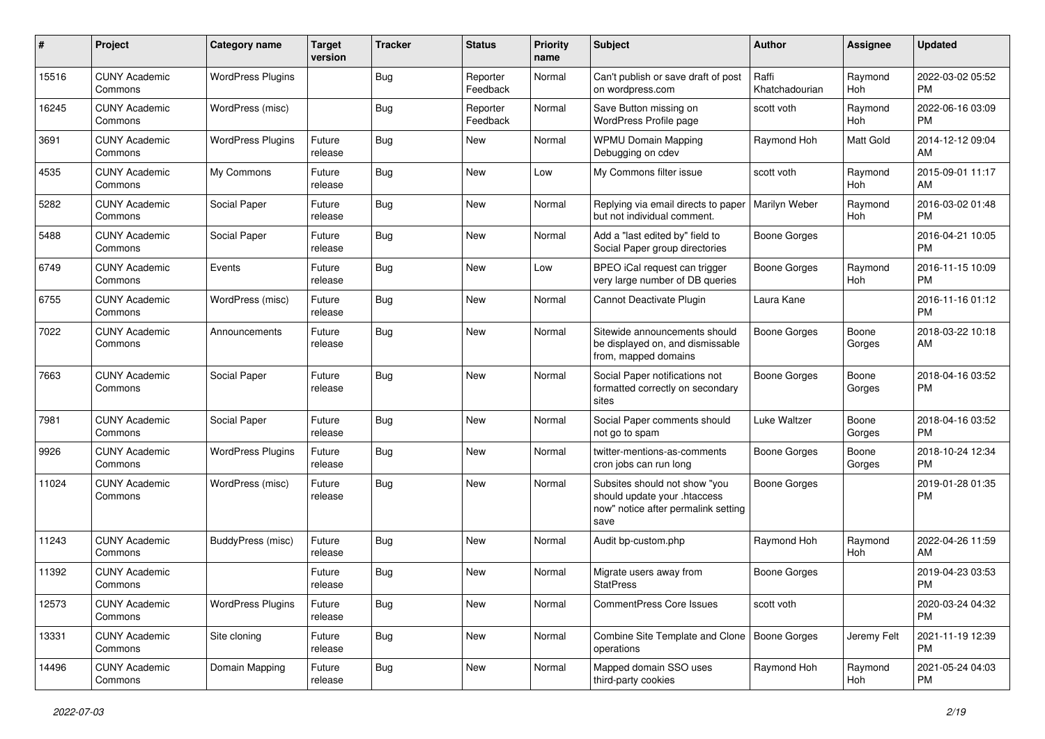| # | Project | Category name | Target version | Tracker | Status | Priority name | Subject | Author | Assignee | Updated |
|---|---|---|---|---|---|---|---|---|---|---|
| 15516 | CUNY Academic Commons | WordPress Plugins | | Bug | Reporter Feedback | Normal | Can't publish or save draft of post on wordpress.com | Raffi Khatchadourian | Raymond Hoh | 2022-03-02 05:52 PM |
| 16245 | CUNY Academic Commons | WordPress (misc) | | Bug | Reporter Feedback | Normal | Save Button missing on WordPress Profile page | scott voth | Raymond Hoh | 2022-06-16 03:09 PM |
| 3691 | CUNY Academic Commons | WordPress Plugins | Future release | Bug | New | Normal | WPMU Domain Mapping Debugging on cdev | Raymond Hoh | Matt Gold | 2014-12-12 09:04 AM |
| 4535 | CUNY Academic Commons | My Commons | Future release | Bug | New | Low | My Commons filter issue | scott voth | Raymond Hoh | 2015-09-01 11:17 AM |
| 5282 | CUNY Academic Commons | Social Paper | Future release | Bug | New | Normal | Replying via email directs to paper but not individual comment. | Marilyn Weber | Raymond Hoh | 2016-03-02 01:48 PM |
| 5488 | CUNY Academic Commons | Social Paper | Future release | Bug | New | Normal | Add a "last edited by" field to Social Paper group directories | Boone Gorges | | 2016-04-21 10:05 PM |
| 6749 | CUNY Academic Commons | Events | Future release | Bug | New | Low | BPEO iCal request can trigger very large number of DB queries | Boone Gorges | Raymond Hoh | 2016-11-15 10:09 PM |
| 6755 | CUNY Academic Commons | WordPress (misc) | Future release | Bug | New | Normal | Cannot Deactivate Plugin | Laura Kane | | 2016-11-16 01:12 PM |
| 7022 | CUNY Academic Commons | Announcements | Future release | Bug | New | Normal | Sitewide announcements should be displayed on, and dismissable from, mapped domains | Boone Gorges | Boone Gorges | 2018-03-22 10:18 AM |
| 7663 | CUNY Academic Commons | Social Paper | Future release | Bug | New | Normal | Social Paper notifications not formatted correctly on secondary sites | Boone Gorges | Boone Gorges | 2018-04-16 03:52 PM |
| 7981 | CUNY Academic Commons | Social Paper | Future release | Bug | New | Normal | Social Paper comments should not go to spam | Luke Waltzer | Boone Gorges | 2018-04-16 03:52 PM |
| 9926 | CUNY Academic Commons | WordPress Plugins | Future release | Bug | New | Normal | twitter-mentions-as-comments cron jobs can run long | Boone Gorges | Boone Gorges | 2018-10-24 12:34 PM |
| 11024 | CUNY Academic Commons | WordPress (misc) | Future release | Bug | New | Normal | Subsites should not show "you should update your .htaccess now" notice after permalink setting save | Boone Gorges | | 2019-01-28 01:35 PM |
| 11243 | CUNY Academic Commons | BuddyPress (misc) | Future release | Bug | New | Normal | Audit bp-custom.php | Raymond Hoh | Raymond Hoh | 2022-04-26 11:59 AM |
| 11392 | CUNY Academic Commons | | Future release | Bug | New | Normal | Migrate users away from StatPress | Boone Gorges | | 2019-04-23 03:53 PM |
| 12573 | CUNY Academic Commons | WordPress Plugins | Future release | Bug | New | Normal | CommentPress Core Issues | scott voth | | 2020-03-24 04:32 PM |
| 13331 | CUNY Academic Commons | Site cloning | Future release | Bug | New | Normal | Combine Site Template and Clone operations | Boone Gorges | Jeremy Felt | 2021-11-19 12:39 PM |
| 14496 | CUNY Academic Commons | Domain Mapping | Future release | Bug | New | Normal | Mapped domain SSO uses third-party cookies | Raymond Hoh | Raymond Hoh | 2021-05-24 04:03 PM |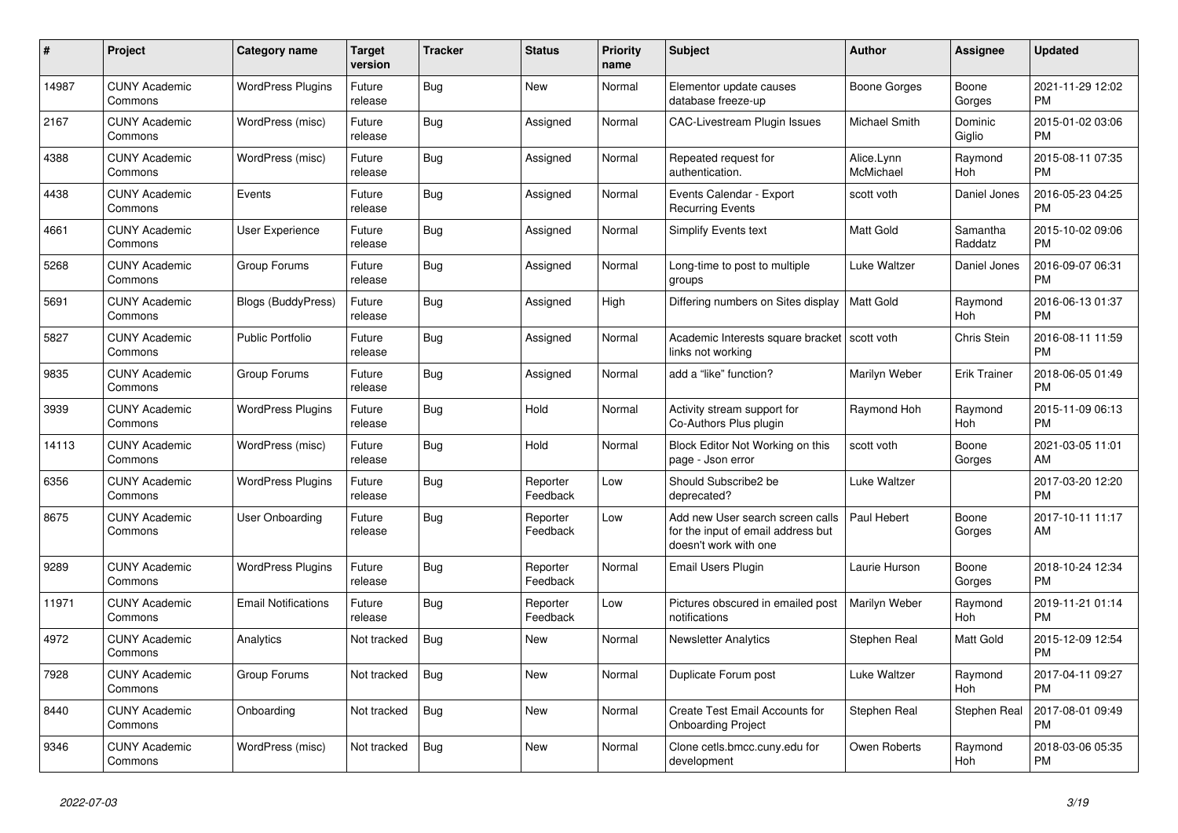| # | Project | Category name | Target version | Tracker | Status | Priority name | Subject | Author | Assignee | Updated |
|---|---|---|---|---|---|---|---|---|---|---|
| 14987 | CUNY Academic Commons | WordPress Plugins | Future release | Bug | New | Normal | Elementor update causes database freeze-up | Boone Gorges | Boone Gorges | 2021-11-29 12:02 PM |
| 2167 | CUNY Academic Commons | WordPress (misc) | Future release | Bug | Assigned | Normal | CAC-Livestream Plugin Issues | Michael Smith | Dominic Giglio | 2015-01-02 03:06 PM |
| 4388 | CUNY Academic Commons | WordPress (misc) | Future release | Bug | Assigned | Normal | Repeated request for authentication. | Alice.Lynn McMichael | Raymond Hoh | 2015-08-11 07:35 PM |
| 4438 | CUNY Academic Commons | Events | Future release | Bug | Assigned | Normal | Events Calendar - Export Recurring Events | scott voth | Daniel Jones | 2016-05-23 04:25 PM |
| 4661 | CUNY Academic Commons | User Experience | Future release | Bug | Assigned | Normal | Simplify Events text | Matt Gold | Samantha Raddatz | 2015-10-02 09:06 PM |
| 5268 | CUNY Academic Commons | Group Forums | Future release | Bug | Assigned | Normal | Long-time to post to multiple groups | Luke Waltzer | Daniel Jones | 2016-09-07 06:31 PM |
| 5691 | CUNY Academic Commons | Blogs (BuddyPress) | Future release | Bug | Assigned | High | Differing numbers on Sites display | Matt Gold | Raymond Hoh | 2016-06-13 01:37 PM |
| 5827 | CUNY Academic Commons | Public Portfolio | Future release | Bug | Assigned | Normal | Academic Interests square bracket links not working | scott voth | Chris Stein | 2016-08-11 11:59 PM |
| 9835 | CUNY Academic Commons | Group Forums | Future release | Bug | Assigned | Normal | add a “like” function? | Marilyn Weber | Erik Trainer | 2018-06-05 01:49 PM |
| 3939 | CUNY Academic Commons | WordPress Plugins | Future release | Bug | Hold | Normal | Activity stream support for Co-Authors Plus plugin | Raymond Hoh | Raymond Hoh | 2015-11-09 06:13 PM |
| 14113 | CUNY Academic Commons | WordPress (misc) | Future release | Bug | Hold | Normal | Block Editor Not Working on this page - Json error | scott voth | Boone Gorges | 2021-03-05 11:01 AM |
| 6356 | CUNY Academic Commons | WordPress Plugins | Future release | Bug | Reporter Feedback | Low | Should Subscribe2 be deprecated? | Luke Waltzer | | 2017-03-20 12:20 PM |
| 8675 | CUNY Academic Commons | User Onboarding | Future release | Bug | Reporter Feedback | Low | Add new User search screen calls for the input of email address but doesn't work with one | Paul Hebert | Boone Gorges | 2017-10-11 11:17 AM |
| 9289 | CUNY Academic Commons | WordPress Plugins | Future release | Bug | Reporter Feedback | Normal | Email Users Plugin | Laurie Hurson | Boone Gorges | 2018-10-24 12:34 PM |
| 11971 | CUNY Academic Commons | Email Notifications | Future release | Bug | Reporter Feedback | Low | Pictures obscured in emailed post notifications | Marilyn Weber | Raymond Hoh | 2019-11-21 01:14 PM |
| 4972 | CUNY Academic Commons | Analytics | Not tracked | Bug | New | Normal | Newsletter Analytics | Stephen Real | Matt Gold | 2015-12-09 12:54 PM |
| 7928 | CUNY Academic Commons | Group Forums | Not tracked | Bug | New | Normal | Duplicate Forum post | Luke Waltzer | Raymond Hoh | 2017-04-11 09:27 PM |
| 8440 | CUNY Academic Commons | Onboarding | Not tracked | Bug | New | Normal | Create Test Email Accounts for Onboarding Project | Stephen Real | Stephen Real | 2017-08-01 09:49 PM |
| 9346 | CUNY Academic Commons | WordPress (misc) | Not tracked | Bug | New | Normal | Clone cetls.bmcc.cuny.edu for development | Owen Roberts | Raymond Hoh | 2018-03-06 05:35 PM |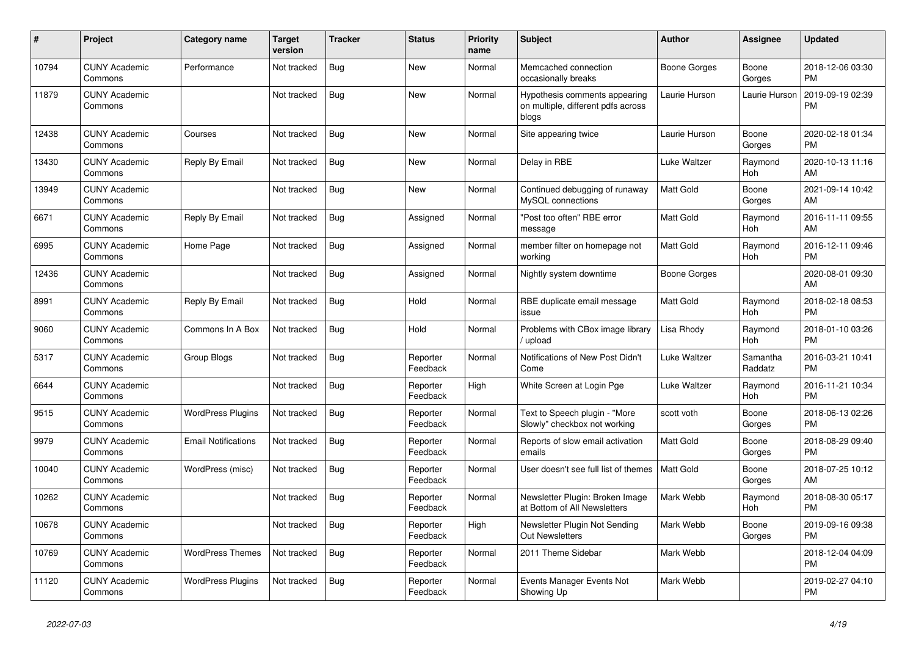| # | Project | Category name | Target version | Tracker | Status | Priority name | Subject | Author | Assignee | Updated |
|---|---|---|---|---|---|---|---|---|---|---|
| 10794 | CUNY Academic Commons | Performance | Not tracked | Bug | New | Normal | Memcached connection occasionally breaks | Boone Gorges | Boone Gorges | 2018-12-06 03:30 PM |
| 11879 | CUNY Academic Commons | | Not tracked | Bug | New | Normal | Hypothesis comments appearing on multiple, different pdfs across blogs | Laurie Hurson | Laurie Hurson | 2019-09-19 02:39 PM |
| 12438 | CUNY Academic Commons | Courses | Not tracked | Bug | New | Normal | Site appearing twice | Laurie Hurson | Boone Gorges | 2020-02-18 01:34 PM |
| 13430 | CUNY Academic Commons | Reply By Email | Not tracked | Bug | New | Normal | Delay in RBE | Luke Waltzer | Raymond Hoh | 2020-10-13 11:16 AM |
| 13949 | CUNY Academic Commons | | Not tracked | Bug | New | Normal | Continued debugging of runaway MySQL connections | Matt Gold | Boone Gorges | 2021-09-14 10:42 AM |
| 6671 | CUNY Academic Commons | Reply By Email | Not tracked | Bug | Assigned | Normal | "Post too often" RBE error message | Matt Gold | Raymond Hoh | 2016-11-11 09:55 AM |
| 6995 | CUNY Academic Commons | Home Page | Not tracked | Bug | Assigned | Normal | member filter on homepage not working | Matt Gold | Raymond Hoh | 2016-12-11 09:46 PM |
| 12436 | CUNY Academic Commons | | Not tracked | Bug | Assigned | Normal | Nightly system downtime | Boone Gorges | | 2020-08-01 09:30 AM |
| 8991 | CUNY Academic Commons | Reply By Email | Not tracked | Bug | Hold | Normal | RBE duplicate email message issue | Matt Gold | Raymond Hoh | 2018-02-18 08:53 PM |
| 9060 | CUNY Academic Commons | Commons In A Box | Not tracked | Bug | Hold | Normal | Problems with CBox image library / upload | Lisa Rhody | Raymond Hoh | 2018-01-10 03:26 PM |
| 5317 | CUNY Academic Commons | Group Blogs | Not tracked | Bug | Reporter Feedback | Normal | Notifications of New Post Didn't Come | Luke Waltzer | Samantha Raddatz | 2016-03-21 10:41 PM |
| 6644 | CUNY Academic Commons | | Not tracked | Bug | Reporter Feedback | High | White Screen at Login Pge | Luke Waltzer | Raymond Hoh | 2016-11-21 10:34 PM |
| 9515 | CUNY Academic Commons | WordPress Plugins | Not tracked | Bug | Reporter Feedback | Normal | Text to Speech plugin - "More Slowly" checkbox not working | scott voth | Boone Gorges | 2018-06-13 02:26 PM |
| 9979 | CUNY Academic Commons | Email Notifications | Not tracked | Bug | Reporter Feedback | Normal | Reports of slow email activation emails | Matt Gold | Boone Gorges | 2018-08-29 09:40 PM |
| 10040 | CUNY Academic Commons | WordPress (misc) | Not tracked | Bug | Reporter Feedback | Normal | User doesn't see full list of themes | Matt Gold | Boone Gorges | 2018-07-25 10:12 AM |
| 10262 | CUNY Academic Commons | | Not tracked | Bug | Reporter Feedback | Normal | Newsletter Plugin: Broken Image at Bottom of All Newsletters | Mark Webb | Raymond Hoh | 2018-08-30 05:17 PM |
| 10678 | CUNY Academic Commons | | Not tracked | Bug | Reporter Feedback | High | Newsletter Plugin Not Sending Out Newsletters | Mark Webb | Boone Gorges | 2019-09-16 09:38 PM |
| 10769 | CUNY Academic Commons | WordPress Themes | Not tracked | Bug | Reporter Feedback | Normal | 2011 Theme Sidebar | Mark Webb | | 2018-12-04 04:09 PM |
| 11120 | CUNY Academic Commons | WordPress Plugins | Not tracked | Bug | Reporter Feedback | Normal | Events Manager Events Not Showing Up | Mark Webb | | 2019-02-27 04:10 PM |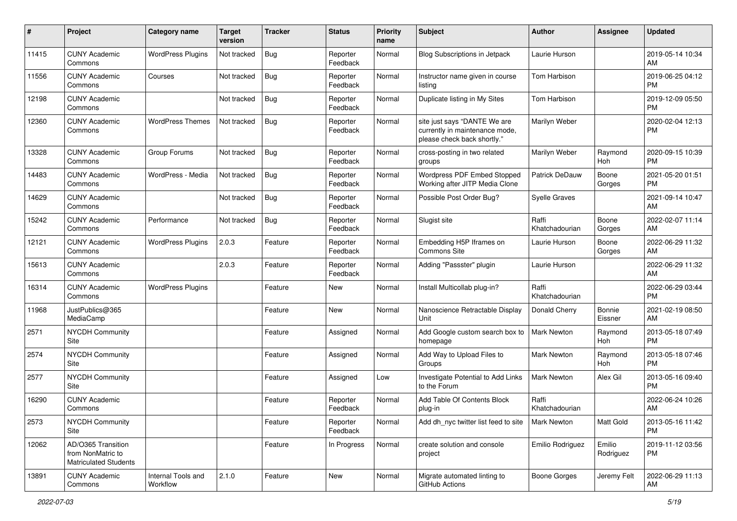| # | Project | Category name | Target version | Tracker | Status | Priority name | Subject | Author | Assignee | Updated |
|---|---|---|---|---|---|---|---|---|---|---|
| 11415 | CUNY Academic Commons | WordPress Plugins | Not tracked | Bug | Reporter Feedback | Normal | Blog Subscriptions in Jetpack | Laurie Hurson | | 2019-05-14 10:34 AM |
| 11556 | CUNY Academic Commons | Courses | Not tracked | Bug | Reporter Feedback | Normal | Instructor name given in course listing | Tom Harbison | | 2019-06-25 04:12 PM |
| 12198 | CUNY Academic Commons | | Not tracked | Bug | Reporter Feedback | Normal | Duplicate listing in My Sites | Tom Harbison | | 2019-12-09 05:50 PM |
| 12360 | CUNY Academic Commons | WordPress Themes | Not tracked | Bug | Reporter Feedback | Normal | site just says "DANTE We are currently in maintenance mode, please check back shortly." | Marilyn Weber | | 2020-02-04 12:13 PM |
| 13328 | CUNY Academic Commons | Group Forums | Not tracked | Bug | Reporter Feedback | Normal | cross-posting in two related groups | Marilyn Weber | Raymond Hoh | 2020-09-15 10:39 PM |
| 14483 | CUNY Academic Commons | WordPress - Media | Not tracked | Bug | Reporter Feedback | Normal | Wordpress PDF Embed Stopped Working after JITP Media Clone | Patrick DeDauw | Boone Gorges | 2021-05-20 01:51 PM |
| 14629 | CUNY Academic Commons | | Not tracked | Bug | Reporter Feedback | Normal | Possible Post Order Bug? | Syelle Graves | | 2021-09-14 10:47 AM |
| 15242 | CUNY Academic Commons | Performance | Not tracked | Bug | Reporter Feedback | Normal | Slugist site | Raffi Khatchadourian | Boone Gorges | 2022-02-07 11:14 AM |
| 12121 | CUNY Academic Commons | WordPress Plugins | 2.0.3 | Feature | Reporter Feedback | Normal | Embedding H5P Iframes on Commons Site | Laurie Hurson | Boone Gorges | 2022-06-29 11:32 AM |
| 15613 | CUNY Academic Commons | | 2.0.3 | Feature | Reporter Feedback | Normal | Adding "Passster" plugin | Laurie Hurson | | 2022-06-29 11:32 AM |
| 16314 | CUNY Academic Commons | WordPress Plugins | | Feature | New | Normal | Install Multicollab plug-in? | Raffi Khatchadourian | | 2022-06-29 03:44 PM |
| 11968 | JustPublics@365 MediaCamp | | | Feature | New | Normal | Nanoscience Retractable Display Unit | Donald Cherry | Bonnie Eissner | 2021-02-19 08:50 AM |
| 2571 | NYCDH Community Site | | | Feature | Assigned | Normal | Add Google custom search box to homepage | Mark Newton | Raymond Hoh | 2013-05-18 07:49 PM |
| 2574 | NYCDH Community Site | | | Feature | Assigned | Normal | Add Way to Upload Files to Groups | Mark Newton | Raymond Hoh | 2013-05-18 07:46 PM |
| 2577 | NYCDH Community Site | | | Feature | Assigned | Low | Investigate Potential to Add Links to the Forum | Mark Newton | Alex Gil | 2013-05-16 09:40 PM |
| 16290 | CUNY Academic Commons | | | Feature | Reporter Feedback | Normal | Add Table Of Contents Block plug-in | Raffi Khatchadourian | | 2022-06-24 10:26 AM |
| 2573 | NYCDH Community Site | | | Feature | Reporter Feedback | Normal | Add dh_nyc twitter list feed to site | Mark Newton | Matt Gold | 2013-05-16 11:42 PM |
| 12062 | AD/O365 Transition from NonMatric to Matriculated Students | | | Feature | In Progress | Normal | create solution and console project | Emilio Rodriguez | Emilio Rodriguez | 2019-11-12 03:56 PM |
| 13891 | CUNY Academic Commons | Internal Tools and Workflow | 2.1.0 | Feature | New | Normal | Migrate automated linting to GitHub Actions | Boone Gorges | Jeremy Felt | 2022-06-29 11:13 AM |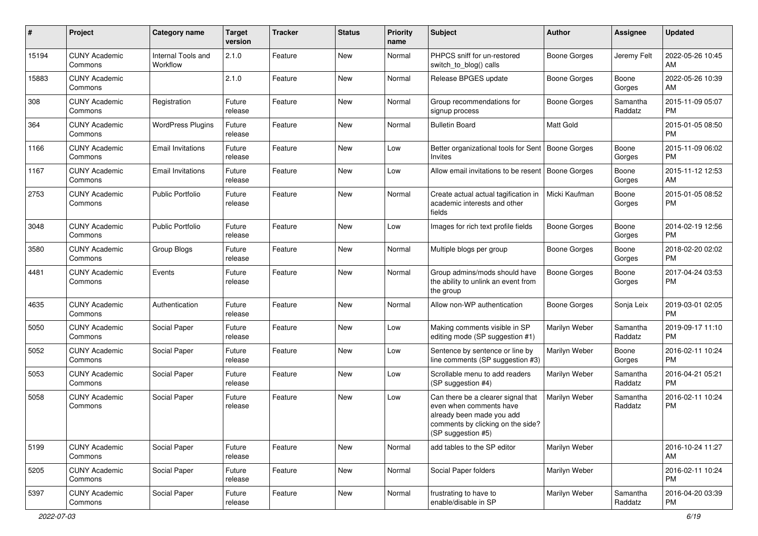| # | Project | Category name | Target version | Tracker | Status | Priority name | Subject | Author | Assignee | Updated |
|---|---|---|---|---|---|---|---|---|---|---|
| 15194 | CUNY Academic Commons | Internal Tools and Workflow | 2.1.0 | Feature | New | Normal | PHPCS sniff for un-restored switch_to_blog() calls | Boone Gorges | Jeremy Felt | 2022-05-26 10:45 AM |
| 15883 | CUNY Academic Commons | | 2.1.0 | Feature | New | Normal | Release BPGES update | Boone Gorges | Boone Gorges | 2022-05-26 10:39 AM |
| 308 | CUNY Academic Commons | Registration | Future release | Feature | New | Normal | Group recommendations for signup process | Boone Gorges | Samantha Raddatz | 2015-11-09 05:07 PM |
| 364 | CUNY Academic Commons | WordPress Plugins | Future release | Feature | New | Normal | Bulletin Board | Matt Gold | | 2015-01-05 08:50 PM |
| 1166 | CUNY Academic Commons | Email Invitations | Future release | Feature | New | Low | Better organizational tools for Sent Invites | Boone Gorges | Boone Gorges | 2015-11-09 06:02 PM |
| 1167 | CUNY Academic Commons | Email Invitations | Future release | Feature | New | Low | Allow email invitations to be resent | Boone Gorges | Boone Gorges | 2015-11-12 12:53 AM |
| 2753 | CUNY Academic Commons | Public Portfolio | Future release | Feature | New | Normal | Create actual actual tagification in academic interests and other fields | Micki Kaufman | Boone Gorges | 2015-01-05 08:52 PM |
| 3048 | CUNY Academic Commons | Public Portfolio | Future release | Feature | New | Low | Images for rich text profile fields | Boone Gorges | Boone Gorges | 2014-02-19 12:56 PM |
| 3580 | CUNY Academic Commons | Group Blogs | Future release | Feature | New | Normal | Multiple blogs per group | Boone Gorges | Boone Gorges | 2018-02-20 02:02 PM |
| 4481 | CUNY Academic Commons | Events | Future release | Feature | New | Normal | Group admins/mods should have the ability to unlink an event from the group | Boone Gorges | Boone Gorges | 2017-04-24 03:53 PM |
| 4635 | CUNY Academic Commons | Authentication | Future release | Feature | New | Normal | Allow non-WP authentication | Boone Gorges | Sonja Leix | 2019-03-01 02:05 PM |
| 5050 | CUNY Academic Commons | Social Paper | Future release | Feature | New | Low | Making comments visible in SP editing mode (SP suggestion #1) | Marilyn Weber | Samantha Raddatz | 2019-09-17 11:10 PM |
| 5052 | CUNY Academic Commons | Social Paper | Future release | Feature | New | Low | Sentence by sentence or line by line comments (SP suggestion #3) | Marilyn Weber | Boone Gorges | 2016-02-11 10:24 PM |
| 5053 | CUNY Academic Commons | Social Paper | Future release | Feature | New | Low | Scrollable menu to add readers (SP suggestion #4) | Marilyn Weber | Samantha Raddatz | 2016-04-21 05:21 PM |
| 5058 | CUNY Academic Commons | Social Paper | Future release | Feature | New | Low | Can there be a clearer signal that even when comments have already been made you add comments by clicking on the side? (SP suggestion #5) | Marilyn Weber | Samantha Raddatz | 2016-02-11 10:24 PM |
| 5199 | CUNY Academic Commons | Social Paper | Future release | Feature | New | Normal | add tables to the SP editor | Marilyn Weber | | 2016-10-24 11:27 AM |
| 5205 | CUNY Academic Commons | Social Paper | Future release | Feature | New | Normal | Social Paper folders | Marilyn Weber | | 2016-02-11 10:24 PM |
| 5397 | CUNY Academic Commons | Social Paper | Future release | Feature | New | Normal | frustrating to have to enable/disable in SP | Marilyn Weber | Samantha Raddatz | 2016-04-20 03:39 PM |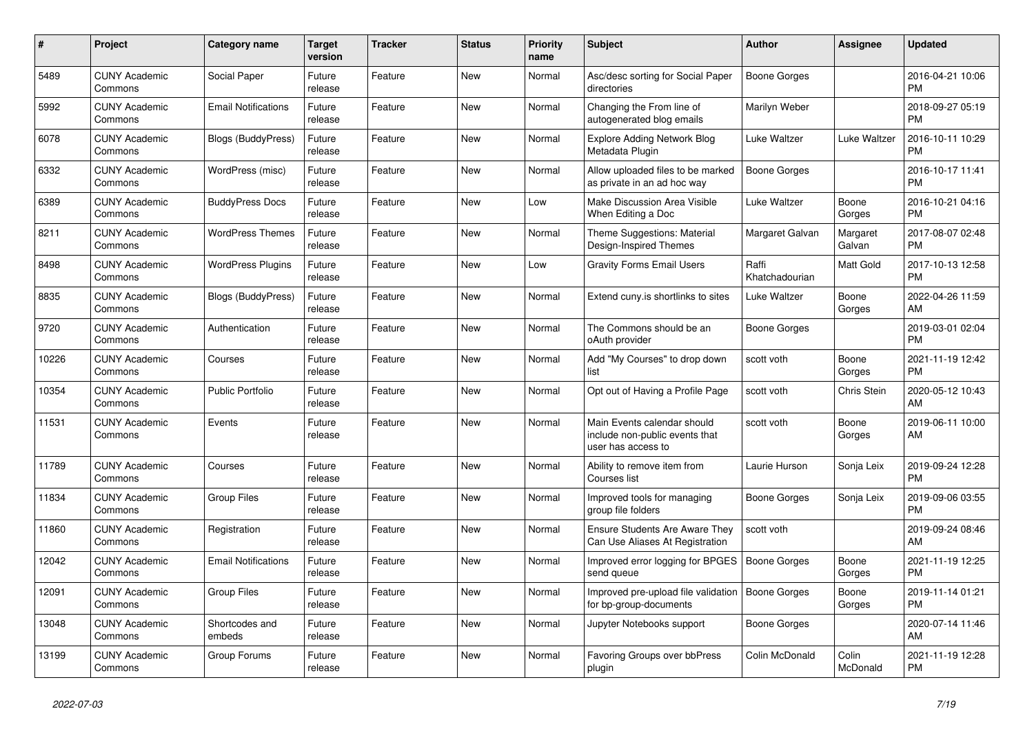| # | Project | Category name | Target version | Tracker | Status | Priority name | Subject | Author | Assignee | Updated |
|---|---|---|---|---|---|---|---|---|---|---|
| 5489 | CUNY Academic Commons | Social Paper | Future release | Feature | New | Normal | Asc/desc sorting for Social Paper directories | Boone Gorges | | 2016-04-21 10:06 PM |
| 5992 | CUNY Academic Commons | Email Notifications | Future release | Feature | New | Normal | Changing the From line of autogenerated blog emails | Marilyn Weber | | 2018-09-27 05:19 PM |
| 6078 | CUNY Academic Commons | Blogs (BuddyPress) | Future release | Feature | New | Normal | Explore Adding Network Blog Metadata Plugin | Luke Waltzer | Luke Waltzer | 2016-10-11 10:29 PM |
| 6332 | CUNY Academic Commons | WordPress (misc) | Future release | Feature | New | Normal | Allow uploaded files to be marked as private in an ad hoc way | Boone Gorges | | 2016-10-17 11:41 PM |
| 6389 | CUNY Academic Commons | BuddyPress Docs | Future release | Feature | New | Low | Make Discussion Area Visible When Editing a Doc | Luke Waltzer | Boone Gorges | 2016-10-21 04:16 PM |
| 8211 | CUNY Academic Commons | WordPress Themes | Future release | Feature | New | Normal | Theme Suggestions: Material Design-Inspired Themes | Margaret Galvan | Margaret Galvan | 2017-08-07 02:48 PM |
| 8498 | CUNY Academic Commons | WordPress Plugins | Future release | Feature | New | Low | Gravity Forms Email Users | Raffi Khatchadourian | Matt Gold | 2017-10-13 12:58 PM |
| 8835 | CUNY Academic Commons | Blogs (BuddyPress) | Future release | Feature | New | Normal | Extend cuny.is shortlinks to sites | Luke Waltzer | Boone Gorges | 2022-04-26 11:59 AM |
| 9720 | CUNY Academic Commons | Authentication | Future release | Feature | New | Normal | The Commons should be an oAuth provider | Boone Gorges | | 2019-03-01 02:04 PM |
| 10226 | CUNY Academic Commons | Courses | Future release | Feature | New | Normal | Add "My Courses" to drop down list | scott voth | Boone Gorges | 2021-11-19 12:42 PM |
| 10354 | CUNY Academic Commons | Public Portfolio | Future release | Feature | New | Normal | Opt out of Having a Profile Page | scott voth | Chris Stein | 2020-05-12 10:43 AM |
| 11531 | CUNY Academic Commons | Events | Future release | Feature | New | Normal | Main Events calendar should include non-public events that user has access to | scott voth | Boone Gorges | 2019-06-11 10:00 AM |
| 11789 | CUNY Academic Commons | Courses | Future release | Feature | New | Normal | Ability to remove item from Courses list | Laurie Hurson | Sonja Leix | 2019-09-24 12:28 PM |
| 11834 | CUNY Academic Commons | Group Files | Future release | Feature | New | Normal | Improved tools for managing group file folders | Boone Gorges | Sonja Leix | 2019-09-06 03:55 PM |
| 11860 | CUNY Academic Commons | Registration | Future release | Feature | New | Normal | Ensure Students Are Aware They Can Use Aliases At Registration | scott voth | | 2019-09-24 08:46 AM |
| 12042 | CUNY Academic Commons | Email Notifications | Future release | Feature | New | Normal | Improved error logging for BPGES send queue | Boone Gorges | Boone Gorges | 2021-11-19 12:25 PM |
| 12091 | CUNY Academic Commons | Group Files | Future release | Feature | New | Normal | Improved pre-upload file validation for bp-group-documents | Boone Gorges | Boone Gorges | 2019-11-14 01:21 PM |
| 13048 | CUNY Academic Commons | Shortcodes and embeds | Future release | Feature | New | Normal | Jupyter Notebooks support | Boone Gorges | | 2020-07-14 11:46 AM |
| 13199 | CUNY Academic Commons | Group Forums | Future release | Feature | New | Normal | Favoring Groups over bbPress plugin | Colin McDonald | Colin McDonald | 2021-11-19 12:28 PM |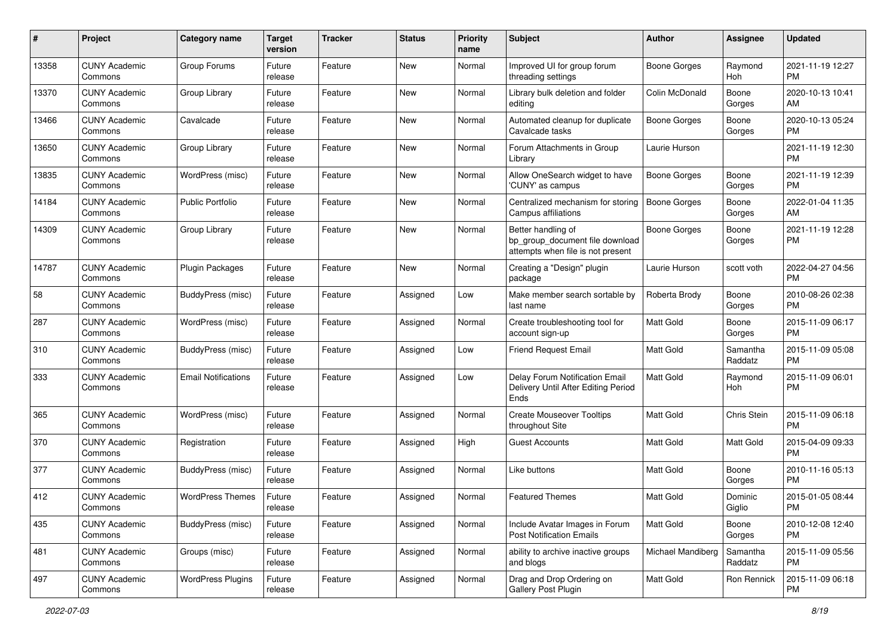| # | Project | Category name | Target version | Tracker | Status | Priority name | Subject | Author | Assignee | Updated |
|---|---|---|---|---|---|---|---|---|---|---|
| 13358 | CUNY Academic Commons | Group Forums | Future release | Feature | New | Normal | Improved UI for group forum threading settings | Boone Gorges | Raymond Hoh | 2021-11-19 12:27 PM |
| 13370 | CUNY Academic Commons | Group Library | Future release | Feature | New | Normal | Library bulk deletion and folder editing | Colin McDonald | Boone Gorges | 2020-10-13 10:41 AM |
| 13466 | CUNY Academic Commons | Cavalcade | Future release | Feature | New | Normal | Automated cleanup for duplicate Cavalcade tasks | Boone Gorges | Boone Gorges | 2020-10-13 05:24 PM |
| 13650 | CUNY Academic Commons | Group Library | Future release | Feature | New | Normal | Forum Attachments in Group Library | Laurie Hurson | | 2021-11-19 12:30 PM |
| 13835 | CUNY Academic Commons | WordPress (misc) | Future release | Feature | New | Normal | Allow OneSearch widget to have 'CUNY' as campus | Boone Gorges | Boone Gorges | 2021-11-19 12:39 PM |
| 14184 | CUNY Academic Commons | Public Portfolio | Future release | Feature | New | Normal | Centralized mechanism for storing Campus affiliations | Boone Gorges | Boone Gorges | 2022-01-04 11:35 AM |
| 14309 | CUNY Academic Commons | Group Library | Future release | Feature | New | Normal | Better handling of bp_group_document file download attempts when file is not present | Boone Gorges | Boone Gorges | 2021-11-19 12:28 PM |
| 14787 | CUNY Academic Commons | Plugin Packages | Future release | Feature | New | Normal | Creating a "Design" plugin package | Laurie Hurson | scott voth | 2022-04-27 04:56 PM |
| 58 | CUNY Academic Commons | BuddyPress (misc) | Future release | Feature | Assigned | Low | Make member search sortable by last name | Roberta Brody | Boone Gorges | 2010-08-26 02:38 PM |
| 287 | CUNY Academic Commons | WordPress (misc) | Future release | Feature | Assigned | Normal | Create troubleshooting tool for account sign-up | Matt Gold | Boone Gorges | 2015-11-09 06:17 PM |
| 310 | CUNY Academic Commons | BuddyPress (misc) | Future release | Feature | Assigned | Low | Friend Request Email | Matt Gold | Samantha Raddatz | 2015-11-09 05:08 PM |
| 333 | CUNY Academic Commons | Email Notifications | Future release | Feature | Assigned | Low | Delay Forum Notification Email Delivery Until After Editing Period Ends | Matt Gold | Raymond Hoh | 2015-11-09 06:01 PM |
| 365 | CUNY Academic Commons | WordPress (misc) | Future release | Feature | Assigned | Normal | Create Mouseover Tooltips throughout Site | Matt Gold | Chris Stein | 2015-11-09 06:18 PM |
| 370 | CUNY Academic Commons | Registration | Future release | Feature | Assigned | High | Guest Accounts | Matt Gold | Matt Gold | 2015-04-09 09:33 PM |
| 377 | CUNY Academic Commons | BuddyPress (misc) | Future release | Feature | Assigned | Normal | Like buttons | Matt Gold | Boone Gorges | 2010-11-16 05:13 PM |
| 412 | CUNY Academic Commons | WordPress Themes | Future release | Feature | Assigned | Normal | Featured Themes | Matt Gold | Dominic Giglio | 2015-01-05 08:44 PM |
| 435 | CUNY Academic Commons | BuddyPress (misc) | Future release | Feature | Assigned | Normal | Include Avatar Images in Forum Post Notification Emails | Matt Gold | Boone Gorges | 2010-12-08 12:40 PM |
| 481 | CUNY Academic Commons | Groups (misc) | Future release | Feature | Assigned | Normal | ability to archive inactive groups and blogs | Michael Mandiberg | Samantha Raddatz | 2015-11-09 05:56 PM |
| 497 | CUNY Academic Commons | WordPress Plugins | Future release | Feature | Assigned | Normal | Drag and Drop Ordering on Gallery Post Plugin | Matt Gold | Ron Rennick | 2015-11-09 06:18 PM |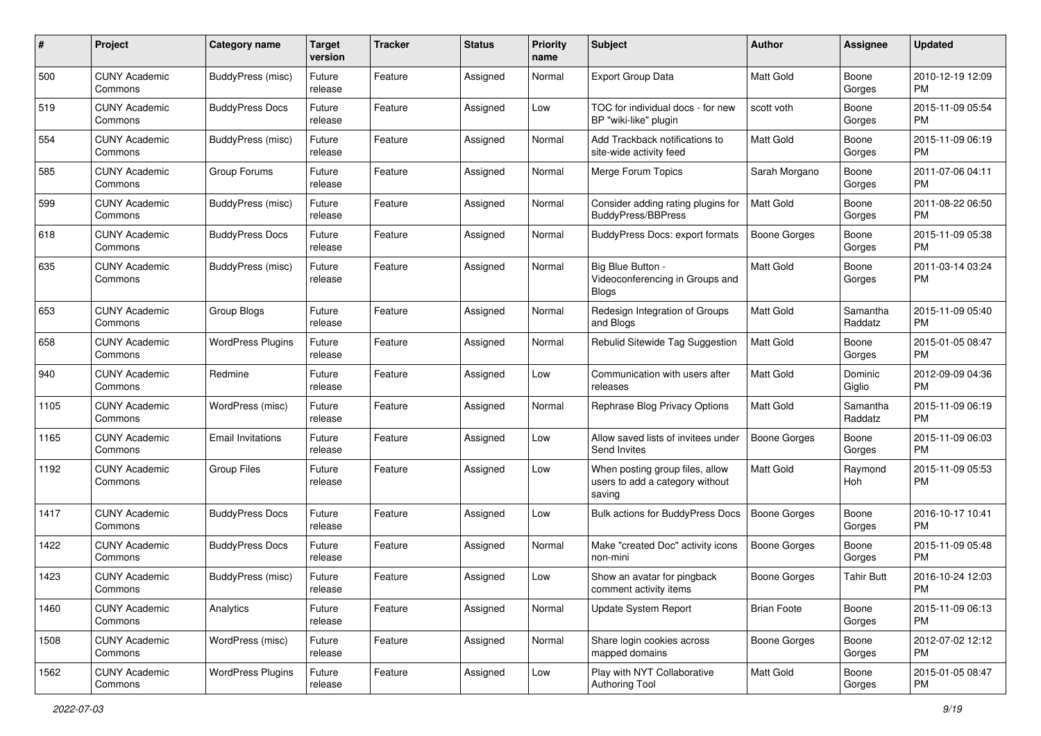| # | Project | Category name | Target version | Tracker | Status | Priority name | Subject | Author | Assignee | Updated |
|---|---|---|---|---|---|---|---|---|---|---|
| 500 | CUNY Academic Commons | BuddyPress (misc) | Future release | Feature | Assigned | Normal | Export Group Data | Matt Gold | Boone Gorges | 2010-12-19 12:09 PM |
| 519 | CUNY Academic Commons | BuddyPress Docs | Future release | Feature | Assigned | Low | TOC for individual docs - for new BP "wiki-like" plugin | scott voth | Boone Gorges | 2015-11-09 05:54 PM |
| 554 | CUNY Academic Commons | BuddyPress (misc) | Future release | Feature | Assigned | Normal | Add Trackback notifications to site-wide activity feed | Matt Gold | Boone Gorges | 2015-11-09 06:19 PM |
| 585 | CUNY Academic Commons | Group Forums | Future release | Feature | Assigned | Normal | Merge Forum Topics | Sarah Morgano | Boone Gorges | 2011-07-06 04:11 PM |
| 599 | CUNY Academic Commons | BuddyPress (misc) | Future release | Feature | Assigned | Normal | Consider adding rating plugins for BuddyPress/BBPress | Matt Gold | Boone Gorges | 2011-08-22 06:50 PM |
| 618 | CUNY Academic Commons | BuddyPress Docs | Future release | Feature | Assigned | Normal | BuddyPress Docs: export formats | Boone Gorges | Boone Gorges | 2015-11-09 05:38 PM |
| 635 | CUNY Academic Commons | BuddyPress (misc) | Future release | Feature | Assigned | Normal | Big Blue Button - Videoconferencing in Groups and Blogs | Matt Gold | Boone Gorges | 2011-03-14 03:24 PM |
| 653 | CUNY Academic Commons | Group Blogs | Future release | Feature | Assigned | Normal | Redesign Integration of Groups and Blogs | Matt Gold | Samantha Raddatz | 2015-11-09 05:40 PM |
| 658 | CUNY Academic Commons | WordPress Plugins | Future release | Feature | Assigned | Normal | Rebulid Sitewide Tag Suggestion | Matt Gold | Boone Gorges | 2015-01-05 08:47 PM |
| 940 | CUNY Academic Commons | Redmine | Future release | Feature | Assigned | Low | Communication with users after releases | Matt Gold | Dominic Giglio | 2012-09-09 04:36 PM |
| 1105 | CUNY Academic Commons | WordPress (misc) | Future release | Feature | Assigned | Normal | Rephrase Blog Privacy Options | Matt Gold | Samantha Raddatz | 2015-11-09 06:19 PM |
| 1165 | CUNY Academic Commons | Email Invitations | Future release | Feature | Assigned | Low | Allow saved lists of invitees under Send Invites | Boone Gorges | Boone Gorges | 2015-11-09 06:03 PM |
| 1192 | CUNY Academic Commons | Group Files | Future release | Feature | Assigned | Low | When posting group files, allow users to add a category without saving | Matt Gold | Raymond Hoh | 2015-11-09 05:53 PM |
| 1417 | CUNY Academic Commons | BuddyPress Docs | Future release | Feature | Assigned | Low | Bulk actions for BuddyPress Docs | Boone Gorges | Boone Gorges | 2016-10-17 10:41 PM |
| 1422 | CUNY Academic Commons | BuddyPress Docs | Future release | Feature | Assigned | Normal | Make "created Doc" activity icons non-mini | Boone Gorges | Boone Gorges | 2015-11-09 05:48 PM |
| 1423 | CUNY Academic Commons | BuddyPress (misc) | Future release | Feature | Assigned | Low | Show an avatar for pingback comment activity items | Boone Gorges | Tahir Butt | 2016-10-24 12:03 PM |
| 1460 | CUNY Academic Commons | Analytics | Future release | Feature | Assigned | Normal | Update System Report | Brian Foote | Boone Gorges | 2015-11-09 06:13 PM |
| 1508 | CUNY Academic Commons | WordPress (misc) | Future release | Feature | Assigned | Normal | Share login cookies across mapped domains | Boone Gorges | Boone Gorges | 2012-07-02 12:12 PM |
| 1562 | CUNY Academic Commons | WordPress Plugins | Future release | Feature | Assigned | Low | Play with NYT Collaborative Authoring Tool | Matt Gold | Boone Gorges | 2015-01-05 08:47 PM |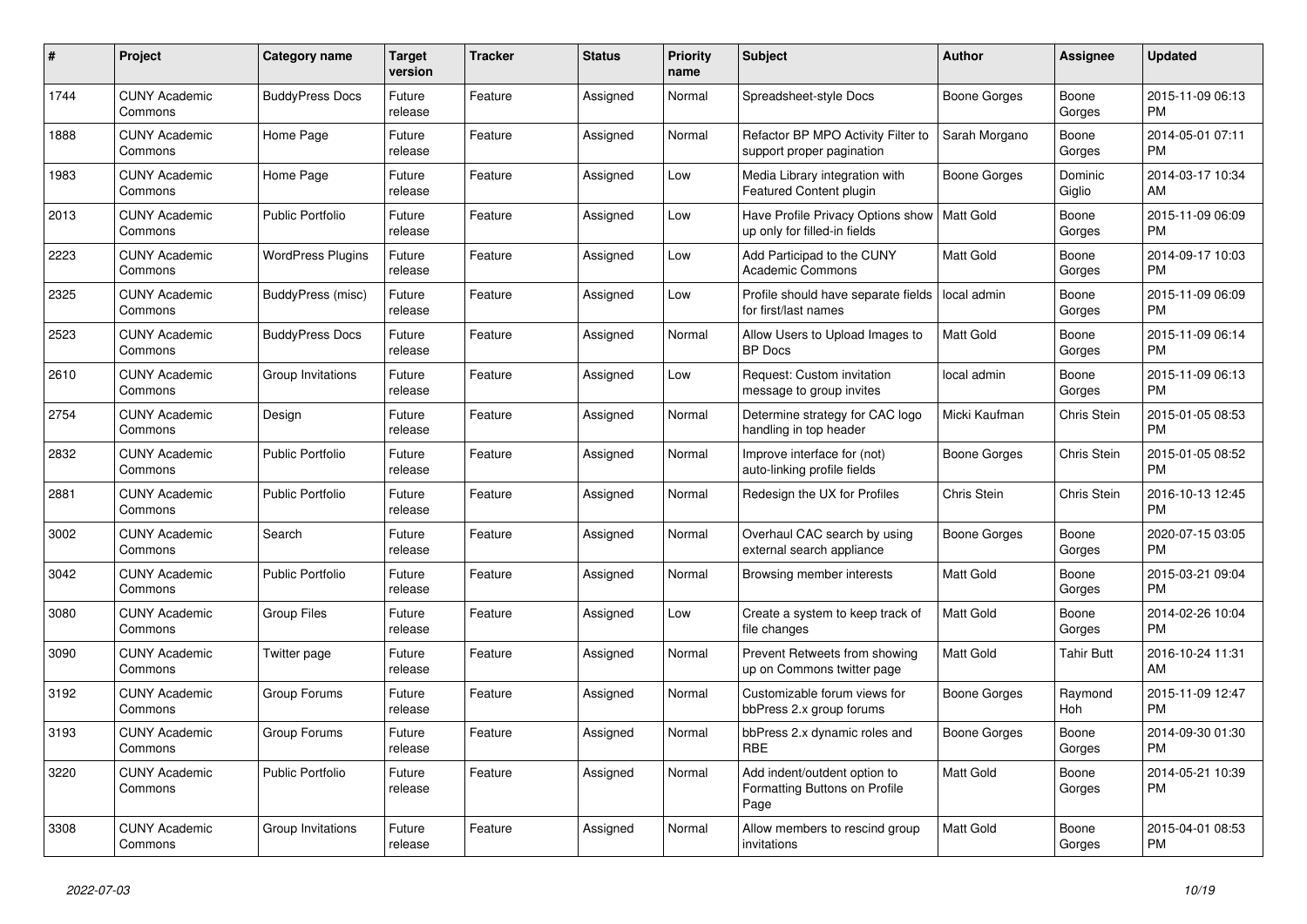| # | Project | Category name | Target version | Tracker | Status | Priority name | Subject | Author | Assignee | Updated |
|---|---|---|---|---|---|---|---|---|---|---|
| 1744 | CUNY Academic Commons | BuddyPress Docs | Future release | Feature | Assigned | Normal | Spreadsheet-style Docs | Boone Gorges | Boone Gorges | 2015-11-09 06:13 PM |
| 1888 | CUNY Academic Commons | Home Page | Future release | Feature | Assigned | Normal | Refactor BP MPO Activity Filter to support proper pagination | Sarah Morgano | Boone Gorges | 2014-05-01 07:11 PM |
| 1983 | CUNY Academic Commons | Home Page | Future release | Feature | Assigned | Low | Media Library integration with Featured Content plugin | Boone Gorges | Dominic Giglio | 2014-03-17 10:34 AM |
| 2013 | CUNY Academic Commons | Public Portfolio | Future release | Feature | Assigned | Low | Have Profile Privacy Options show up only for filled-in fields | Matt Gold | Boone Gorges | 2015-11-09 06:09 PM |
| 2223 | CUNY Academic Commons | WordPress Plugins | Future release | Feature | Assigned | Low | Add Participad to the CUNY Academic Commons | Matt Gold | Boone Gorges | 2014-09-17 10:03 PM |
| 2325 | CUNY Academic Commons | BuddyPress (misc) | Future release | Feature | Assigned | Low | Profile should have separate fields for first/last names | local admin | Boone Gorges | 2015-11-09 06:09 PM |
| 2523 | CUNY Academic Commons | BuddyPress Docs | Future release | Feature | Assigned | Normal | Allow Users to Upload Images to BP Docs | Matt Gold | Boone Gorges | 2015-11-09 06:14 PM |
| 2610 | CUNY Academic Commons | Group Invitations | Future release | Feature | Assigned | Low | Request: Custom invitation message to group invites | local admin | Boone Gorges | 2015-11-09 06:13 PM |
| 2754 | CUNY Academic Commons | Design | Future release | Feature | Assigned | Normal | Determine strategy for CAC logo handling in top header | Micki Kaufman | Chris Stein | 2015-01-05 08:53 PM |
| 2832 | CUNY Academic Commons | Public Portfolio | Future release | Feature | Assigned | Normal | Improve interface for (not) auto-linking profile fields | Boone Gorges | Chris Stein | 2015-01-05 08:52 PM |
| 2881 | CUNY Academic Commons | Public Portfolio | Future release | Feature | Assigned | Normal | Redesign the UX for Profiles | Chris Stein | Chris Stein | 2016-10-13 12:45 PM |
| 3002 | CUNY Academic Commons | Search | Future release | Feature | Assigned | Normal | Overhaul CAC search by using external search appliance | Boone Gorges | Boone Gorges | 2020-07-15 03:05 PM |
| 3042 | CUNY Academic Commons | Public Portfolio | Future release | Feature | Assigned | Normal | Browsing member interests | Matt Gold | Boone Gorges | 2015-03-21 09:04 PM |
| 3080 | CUNY Academic Commons | Group Files | Future release | Feature | Assigned | Low | Create a system to keep track of file changes | Matt Gold | Boone Gorges | 2014-02-26 10:04 PM |
| 3090 | CUNY Academic Commons | Twitter page | Future release | Feature | Assigned | Normal | Prevent Retweets from showing up on Commons twitter page | Matt Gold | Tahir Butt | 2016-10-24 11:31 AM |
| 3192 | CUNY Academic Commons | Group Forums | Future release | Feature | Assigned | Normal | Customizable forum views for bbPress 2.x group forums | Boone Gorges | Raymond Hoh | 2015-11-09 12:47 PM |
| 3193 | CUNY Academic Commons | Group Forums | Future release | Feature | Assigned | Normal | bbPress 2.x dynamic roles and RBE | Boone Gorges | Boone Gorges | 2014-09-30 01:30 PM |
| 3220 | CUNY Academic Commons | Public Portfolio | Future release | Feature | Assigned | Normal | Add indent/outdent option to Formatting Buttons on Profile Page | Matt Gold | Boone Gorges | 2014-05-21 10:39 PM |
| 3308 | CUNY Academic Commons | Group Invitations | Future release | Feature | Assigned | Normal | Allow members to rescind group invitations | Matt Gold | Boone Gorges | 2015-04-01 08:53 PM |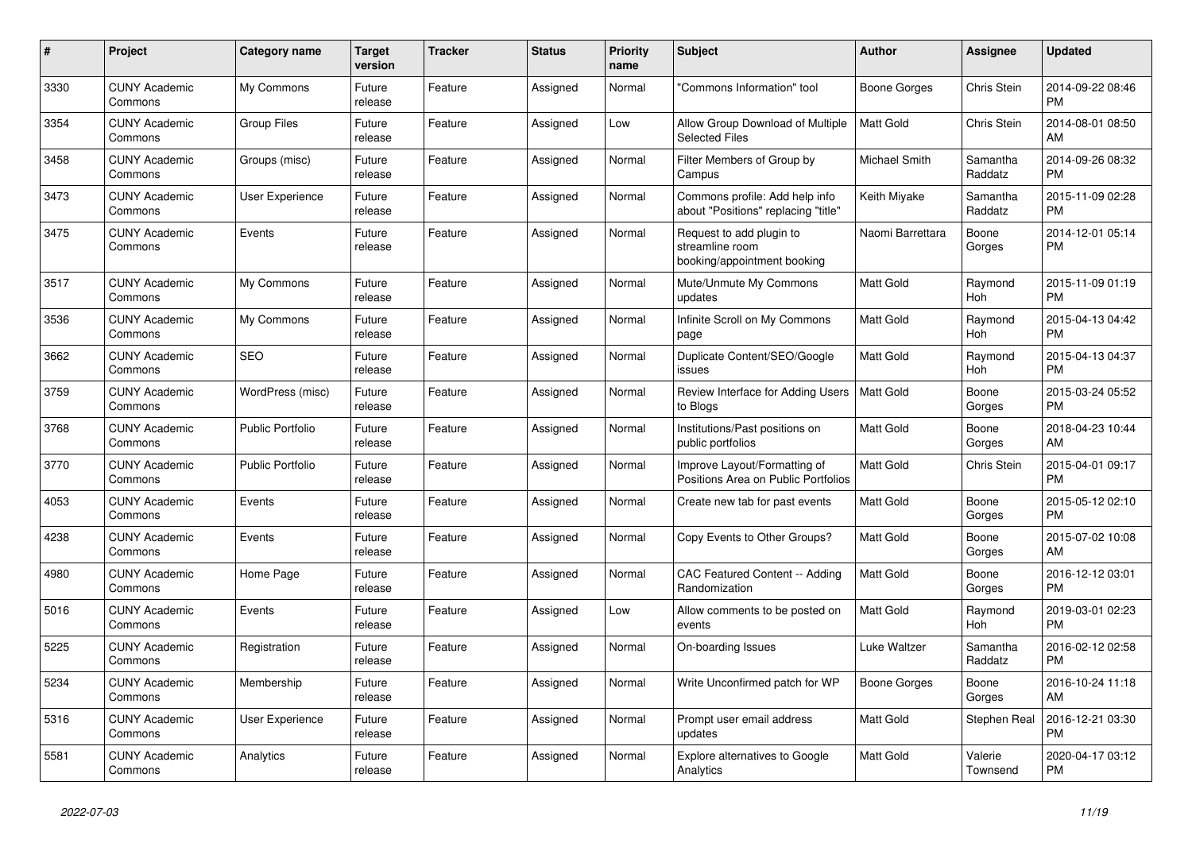| # | Project | Category name | Target version | Tracker | Status | Priority name | Subject | Author | Assignee | Updated |
|---|---|---|---|---|---|---|---|---|---|---|
| 3330 | CUNY Academic Commons | My Commons | Future release | Feature | Assigned | Normal | "Commons Information" tool | Boone Gorges | Chris Stein | 2014-09-22 08:46 PM |
| 3354 | CUNY Academic Commons | Group Files | Future release | Feature | Assigned | Low | Allow Group Download of Multiple Selected Files | Matt Gold | Chris Stein | 2014-08-01 08:50 AM |
| 3458 | CUNY Academic Commons | Groups (misc) | Future release | Feature | Assigned | Normal | Filter Members of Group by Campus | Michael Smith | Samantha Raddatz | 2014-09-26 08:32 PM |
| 3473 | CUNY Academic Commons | User Experience | Future release | Feature | Assigned | Normal | Commons profile: Add help info about "Positions" replacing "title" | Keith Miyake | Samantha Raddatz | 2015-11-09 02:28 PM |
| 3475 | CUNY Academic Commons | Events | Future release | Feature | Assigned | Normal | Request to add plugin to streamline room booking/appointment booking | Naomi Barrettara | Boone Gorges | 2014-12-01 05:14 PM |
| 3517 | CUNY Academic Commons | My Commons | Future release | Feature | Assigned | Normal | Mute/Unmute My Commons updates | Matt Gold | Raymond Hoh | 2015-11-09 01:19 PM |
| 3536 | CUNY Academic Commons | My Commons | Future release | Feature | Assigned | Normal | Infinite Scroll on My Commons page | Matt Gold | Raymond Hoh | 2015-04-13 04:42 PM |
| 3662 | CUNY Academic Commons | SEO | Future release | Feature | Assigned | Normal | Duplicate Content/SEO/Google issues | Matt Gold | Raymond Hoh | 2015-04-13 04:37 PM |
| 3759 | CUNY Academic Commons | WordPress (misc) | Future release | Feature | Assigned | Normal | Review Interface for Adding Users to Blogs | Matt Gold | Boone Gorges | 2015-03-24 05:52 PM |
| 3768 | CUNY Academic Commons | Public Portfolio | Future release | Feature | Assigned | Normal | Institutions/Past positions on public portfolios | Matt Gold | Boone Gorges | 2018-04-23 10:44 AM |
| 3770 | CUNY Academic Commons | Public Portfolio | Future release | Feature | Assigned | Normal | Improve Layout/Formatting of Positions Area on Public Portfolios | Matt Gold | Chris Stein | 2015-04-01 09:17 PM |
| 4053 | CUNY Academic Commons | Events | Future release | Feature | Assigned | Normal | Create new tab for past events | Matt Gold | Boone Gorges | 2015-05-12 02:10 PM |
| 4238 | CUNY Academic Commons | Events | Future release | Feature | Assigned | Normal | Copy Events to Other Groups? | Matt Gold | Boone Gorges | 2015-07-02 10:08 AM |
| 4980 | CUNY Academic Commons | Home Page | Future release | Feature | Assigned | Normal | CAC Featured Content -- Adding Randomization | Matt Gold | Boone Gorges | 2016-12-12 03:01 PM |
| 5016 | CUNY Academic Commons | Events | Future release | Feature | Assigned | Low | Allow comments to be posted on events | Matt Gold | Raymond Hoh | 2019-03-01 02:23 PM |
| 5225 | CUNY Academic Commons | Registration | Future release | Feature | Assigned | Normal | On-boarding Issues | Luke Waltzer | Samantha Raddatz | 2016-02-12 02:58 PM |
| 5234 | CUNY Academic Commons | Membership | Future release | Feature | Assigned | Normal | Write Unconfirmed patch for WP | Boone Gorges | Boone Gorges | 2016-10-24 11:18 AM |
| 5316 | CUNY Academic Commons | User Experience | Future release | Feature | Assigned | Normal | Prompt user email address updates | Matt Gold | Stephen Real | 2016-12-21 03:30 PM |
| 5581 | CUNY Academic Commons | Analytics | Future release | Feature | Assigned | Normal | Explore alternatives to Google Analytics | Matt Gold | Valerie Townsend | 2020-04-17 03:12 PM |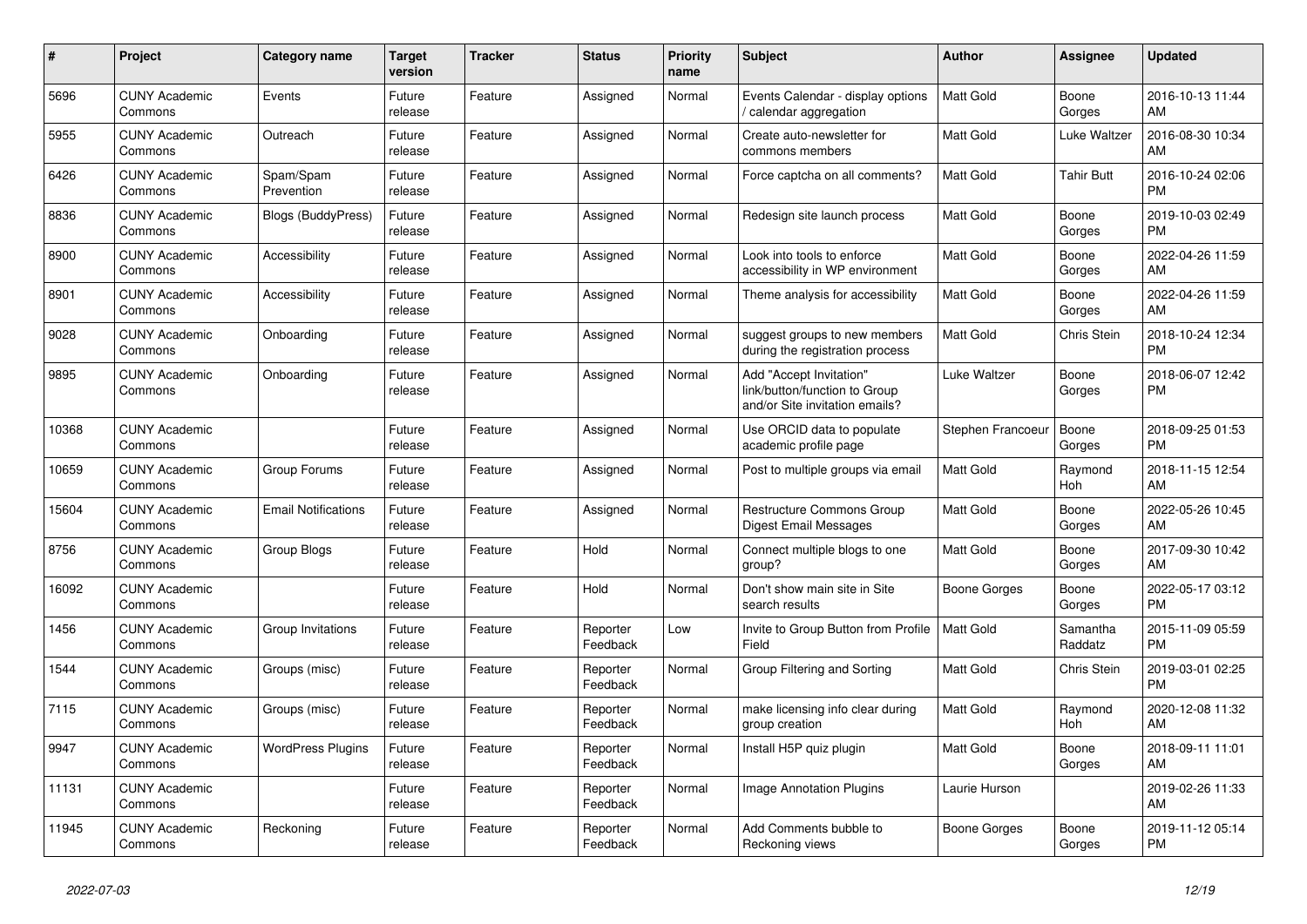| # | Project | Category name | Target version | Tracker | Status | Priority name | Subject | Author | Assignee | Updated |
|---|---|---|---|---|---|---|---|---|---|---|
| 5696 | CUNY Academic Commons | Events | Future release | Feature | Assigned | Normal | Events Calendar - display options / calendar aggregation | Matt Gold | Boone Gorges | 2016-10-13 11:44 AM |
| 5955 | CUNY Academic Commons | Outreach | Future release | Feature | Assigned | Normal | Create auto-newsletter for commons members | Matt Gold | Luke Waltzer | 2016-08-30 10:34 AM |
| 6426 | CUNY Academic Commons | Spam/Spam Prevention | Future release | Feature | Assigned | Normal | Force captcha on all comments? | Matt Gold | Tahir Butt | 2016-10-24 02:06 PM |
| 8836 | CUNY Academic Commons | Blogs (BuddyPress) | Future release | Feature | Assigned | Normal | Redesign site launch process | Matt Gold | Boone Gorges | 2019-10-03 02:49 PM |
| 8900 | CUNY Academic Commons | Accessibility | Future release | Feature | Assigned | Normal | Look into tools to enforce accessibility in WP environment | Matt Gold | Boone Gorges | 2022-04-26 11:59 AM |
| 8901 | CUNY Academic Commons | Accessibility | Future release | Feature | Assigned | Normal | Theme analysis for accessibility | Matt Gold | Boone Gorges | 2022-04-26 11:59 AM |
| 9028 | CUNY Academic Commons | Onboarding | Future release | Feature | Assigned | Normal | suggest groups to new members during the registration process | Matt Gold | Chris Stein | 2018-10-24 12:34 PM |
| 9895 | CUNY Academic Commons | Onboarding | Future release | Feature | Assigned | Normal | Add "Accept Invitation" link/button/function to Group and/or Site invitation emails? | Luke Waltzer | Boone Gorges | 2018-06-07 12:42 PM |
| 10368 | CUNY Academic Commons | | Future release | Feature | Assigned | Normal | Use ORCID data to populate academic profile page | Stephen Francoeur | Boone Gorges | 2018-09-25 01:53 PM |
| 10659 | CUNY Academic Commons | Group Forums | Future release | Feature | Assigned | Normal | Post to multiple groups via email | Matt Gold | Raymond Hoh | 2018-11-15 12:54 AM |
| 15604 | CUNY Academic Commons | Email Notifications | Future release | Feature | Assigned | Normal | Restructure Commons Group Digest Email Messages | Matt Gold | Boone Gorges | 2022-05-26 10:45 AM |
| 8756 | CUNY Academic Commons | Group Blogs | Future release | Feature | Hold | Normal | Connect multiple blogs to one group? | Matt Gold | Boone Gorges | 2017-09-30 10:42 AM |
| 16092 | CUNY Academic Commons | | Future release | Feature | Hold | Normal | Don't show main site in Site search results | Boone Gorges | Boone Gorges | 2022-05-17 03:12 PM |
| 1456 | CUNY Academic Commons | Group Invitations | Future release | Feature | Reporter Feedback | Low | Invite to Group Button from Profile Field | Matt Gold | Samantha Raddatz | 2015-11-09 05:59 PM |
| 1544 | CUNY Academic Commons | Groups (misc) | Future release | Feature | Reporter Feedback | Normal | Group Filtering and Sorting | Matt Gold | Chris Stein | 2019-03-01 02:25 PM |
| 7115 | CUNY Academic Commons | Groups (misc) | Future release | Feature | Reporter Feedback | Normal | make licensing info clear during group creation | Matt Gold | Raymond Hoh | 2020-12-08 11:32 AM |
| 9947 | CUNY Academic Commons | WordPress Plugins | Future release | Feature | Reporter Feedback | Normal | Install H5P quiz plugin | Matt Gold | Boone Gorges | 2018-09-11 11:01 AM |
| 11131 | CUNY Academic Commons | | Future release | Feature | Reporter Feedback | Normal | Image Annotation Plugins | Laurie Hurson | | 2019-02-26 11:33 AM |
| 11945 | CUNY Academic Commons | Reckoning | Future release | Feature | Reporter Feedback | Normal | Add Comments bubble to Reckoning views | Boone Gorges | Boone Gorges | 2019-11-12 05:14 PM |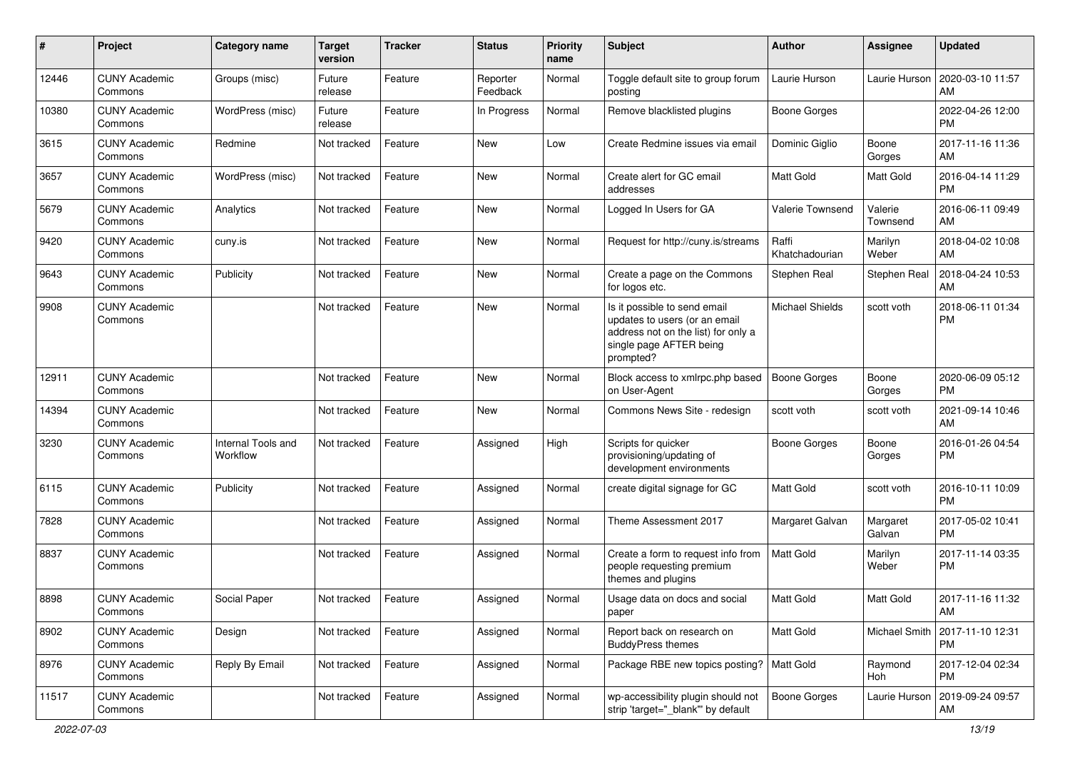| # | Project | Category name | Target version | Tracker | Status | Priority name | Subject | Author | Assignee | Updated |
|---|---|---|---|---|---|---|---|---|---|---|
| 12446 | CUNY Academic Commons | Groups (misc) | Future release | Feature | Reporter Feedback | Normal | Toggle default site to group forum posting | Laurie Hurson | Laurie Hurson | 2020-03-10 11:57 AM |
| 10380 | CUNY Academic Commons | WordPress (misc) | Future release | Feature | In Progress | Normal | Remove blacklisted plugins | Boone Gorges | | 2022-04-26 12:00 PM |
| 3615 | CUNY Academic Commons | Redmine | Not tracked | Feature | New | Low | Create Redmine issues via email | Dominic Giglio | Boone Gorges | 2017-11-16 11:36 AM |
| 3657 | CUNY Academic Commons | WordPress (misc) | Not tracked | Feature | New | Normal | Create alert for GC email addresses | Matt Gold | Matt Gold | 2016-04-14 11:29 PM |
| 5679 | CUNY Academic Commons | Analytics | Not tracked | Feature | New | Normal | Logged In Users for GA | Valerie Townsend | Valerie Townsend | 2016-06-11 09:49 AM |
| 9420 | CUNY Academic Commons | cuny.is | Not tracked | Feature | New | Normal | Request for http://cuny.is/streams | Raffi Khatchadourian | Marilyn Weber | 2018-04-02 10:08 AM |
| 9643 | CUNY Academic Commons | Publicity | Not tracked | Feature | New | Normal | Create a page on the Commons for logos etc. | Stephen Real | Stephen Real | 2018-04-24 10:53 AM |
| 9908 | CUNY Academic Commons | | Not tracked | Feature | New | Normal | Is it possible to send email updates to users (or an email address not on the list) for only a single page AFTER being prompted? | Michael Shields | scott voth | 2018-06-11 01:34 PM |
| 12911 | CUNY Academic Commons | | Not tracked | Feature | New | Normal | Block access to xmlrpc.php based on User-Agent | Boone Gorges | Boone Gorges | 2020-06-09 05:12 PM |
| 14394 | CUNY Academic Commons | | Not tracked | Feature | New | Normal | Commons News Site - redesign | scott voth | scott voth | 2021-09-14 10:46 AM |
| 3230 | CUNY Academic Commons | Internal Tools and Workflow | Not tracked | Feature | Assigned | High | Scripts for quicker provisioning/updating of development environments | Boone Gorges | Boone Gorges | 2016-01-26 04:54 PM |
| 6115 | CUNY Academic Commons | Publicity | Not tracked | Feature | Assigned | Normal | create digital signage for GC | Matt Gold | scott voth | 2016-10-11 10:09 PM |
| 7828 | CUNY Academic Commons | | Not tracked | Feature | Assigned | Normal | Theme Assessment 2017 | Margaret Galvan | Margaret Galvan | 2017-05-02 10:41 PM |
| 8837 | CUNY Academic Commons | | Not tracked | Feature | Assigned | Normal | Create a form to request info from people requesting premium themes and plugins | Matt Gold | Marilyn Weber | 2017-11-14 03:35 PM |
| 8898 | CUNY Academic Commons | Social Paper | Not tracked | Feature | Assigned | Normal | Usage data on docs and social paper | Matt Gold | Matt Gold | 2017-11-16 11:32 AM |
| 8902 | CUNY Academic Commons | Design | Not tracked | Feature | Assigned | Normal | Report back on research on BuddyPress themes | Matt Gold | Michael Smith | 2017-11-10 12:31 PM |
| 8976 | CUNY Academic Commons | Reply By Email | Not tracked | Feature | Assigned | Normal | Package RBE new topics posting? | Matt Gold | Raymond Hoh | 2017-12-04 02:34 PM |
| 11517 | CUNY Academic Commons | | Not tracked | Feature | Assigned | Normal | wp-accessibility plugin should not strip 'target="_blank"' by default | Boone Gorges | Laurie Hurson | 2019-09-24 09:57 AM |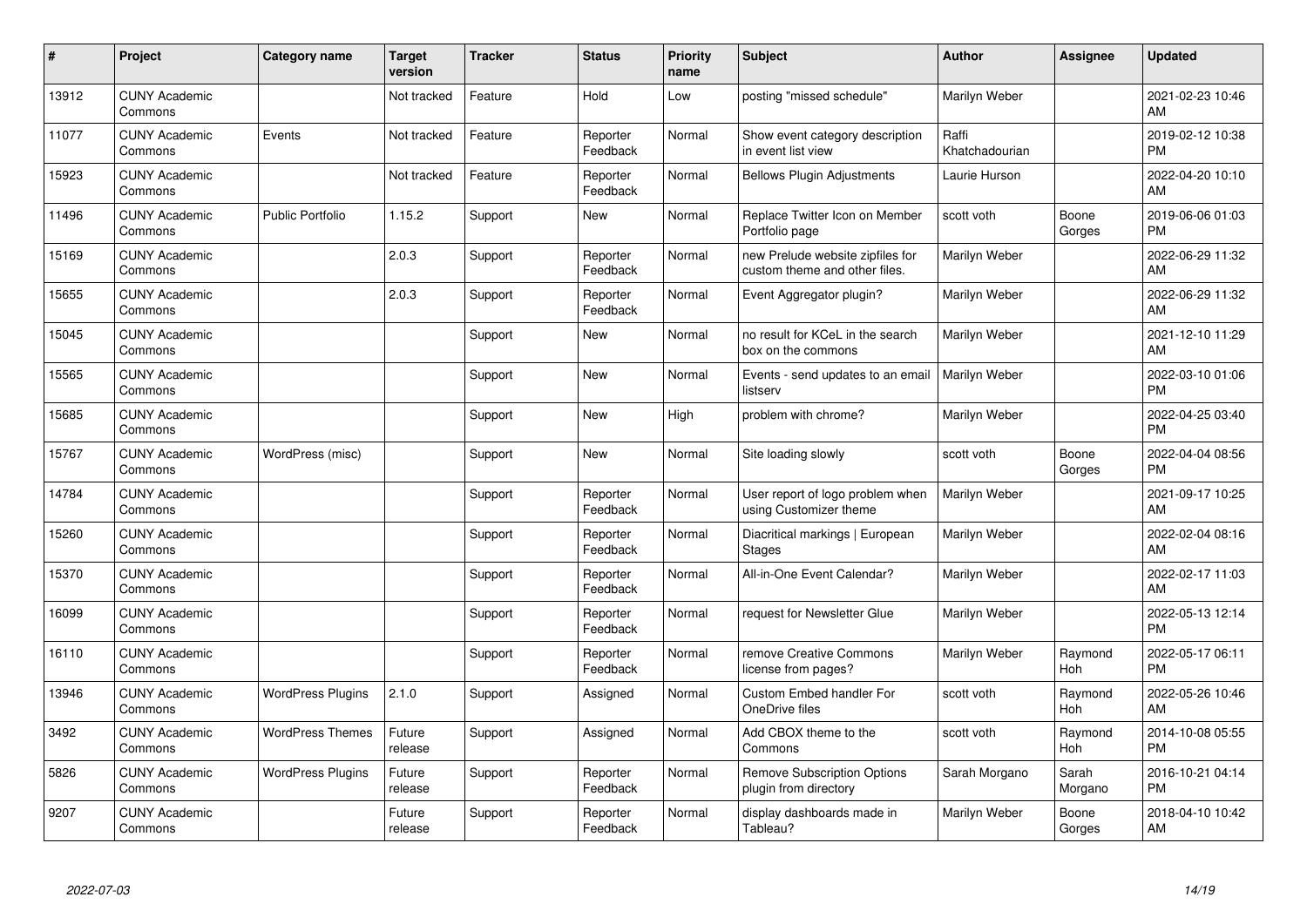| # | Project | Category name | Target version | Tracker | Status | Priority name | Subject | Author | Assignee | Updated |
|---|---|---|---|---|---|---|---|---|---|---|
| 13912 | CUNY Academic Commons | | Not tracked | Feature | Hold | Low | posting "missed schedule" | Marilyn Weber | | 2021-02-23 10:46 AM |
| 11077 | CUNY Academic Commons | Events | Not tracked | Feature | Reporter Feedback | Normal | Show event category description in event list view | Raffi Khatchadourian | | 2019-02-12 10:38 PM |
| 15923 | CUNY Academic Commons | | Not tracked | Feature | Reporter Feedback | Normal | Bellows Plugin Adjustments | Laurie Hurson | | 2022-04-20 10:10 AM |
| 11496 | CUNY Academic Commons | Public Portfolio | 1.15.2 | Support | New | Normal | Replace Twitter Icon on Member Portfolio page | scott voth | Boone Gorges | 2019-06-06 01:03 PM |
| 15169 | CUNY Academic Commons | | 2.0.3 | Support | Reporter Feedback | Normal | new Prelude website zipfiles for custom theme and other files. | Marilyn Weber | | 2022-06-29 11:32 AM |
| 15655 | CUNY Academic Commons | | 2.0.3 | Support | Reporter Feedback | Normal | Event Aggregator plugin? | Marilyn Weber | | 2022-06-29 11:32 AM |
| 15045 | CUNY Academic Commons | | | Support | New | Normal | no result for KCeL in the search box on the commons | Marilyn Weber | | 2021-12-10 11:29 AM |
| 15565 | CUNY Academic Commons | | | Support | New | Normal | Events - send updates to an email listserv | Marilyn Weber | | 2022-03-10 01:06 PM |
| 15685 | CUNY Academic Commons | | | Support | New | High | problem with chrome? | Marilyn Weber | | 2022-04-25 03:40 PM |
| 15767 | CUNY Academic Commons | WordPress (misc) | | Support | New | Normal | Site loading slowly | scott voth | Boone Gorges | 2022-04-04 08:56 PM |
| 14784 | CUNY Academic Commons | | | Support | Reporter Feedback | Normal | User report of logo problem when using Customizer theme | Marilyn Weber | | 2021-09-17 10:25 AM |
| 15260 | CUNY Academic Commons | | | Support | Reporter Feedback | Normal | Diacritical markings \| European Stages | Marilyn Weber | | 2022-02-04 08:16 AM |
| 15370 | CUNY Academic Commons | | | Support | Reporter Feedback | Normal | All-in-One Event Calendar? | Marilyn Weber | | 2022-02-17 11:03 AM |
| 16099 | CUNY Academic Commons | | | Support | Reporter Feedback | Normal | request for Newsletter Glue | Marilyn Weber | | 2022-05-13 12:14 PM |
| 16110 | CUNY Academic Commons | | | Support | Reporter Feedback | Normal | remove Creative Commons license from pages? | Marilyn Weber | Raymond Hoh | 2022-05-17 06:11 PM |
| 13946 | CUNY Academic Commons | WordPress Plugins | 2.1.0 | Support | Assigned | Normal | Custom Embed handler For OneDrive files | scott voth | Raymond Hoh | 2022-05-26 10:46 AM |
| 3492 | CUNY Academic Commons | WordPress Themes | Future release | Support | Assigned | Normal | Add CBOX theme to the Commons | scott voth | Raymond Hoh | 2014-10-08 05:55 PM |
| 5826 | CUNY Academic Commons | WordPress Plugins | Future release | Support | Reporter Feedback | Normal | Remove Subscription Options plugin from directory | Sarah Morgano | Sarah Morgano | 2016-10-21 04:14 PM |
| 9207 | CUNY Academic Commons | | Future release | Support | Reporter Feedback | Normal | display dashboards made in Tableau? | Marilyn Weber | Boone Gorges | 2018-04-10 10:42 AM |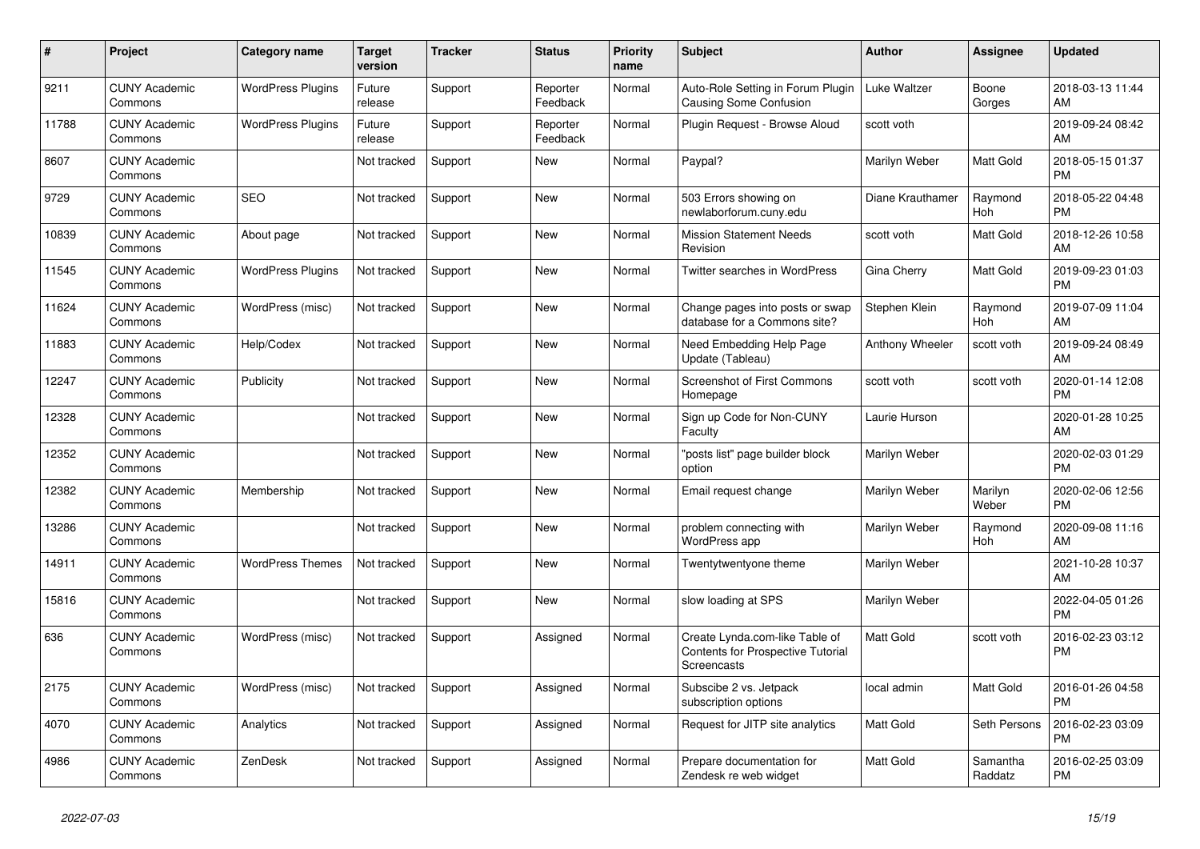| # | Project | Category name | Target version | Tracker | Status | Priority name | Subject | Author | Assignee | Updated |
|---|---|---|---|---|---|---|---|---|---|---|
| 9211 | CUNY Academic Commons | WordPress Plugins | Future release | Support | Reporter Feedback | Normal | Auto-Role Setting in Forum Plugin Causing Some Confusion | Luke Waltzer | Boone Gorges | 2018-03-13 11:44 AM |
| 11788 | CUNY Academic Commons | WordPress Plugins | Future release | Support | Reporter Feedback | Normal | Plugin Request - Browse Aloud | scott voth | | 2019-09-24 08:42 AM |
| 8607 | CUNY Academic Commons | | Not tracked | Support | New | Normal | Paypal? | Marilyn Weber | Matt Gold | 2018-05-15 01:37 PM |
| 9729 | CUNY Academic Commons | SEO | Not tracked | Support | New | Normal | 503 Errors showing on newlaborforum.cuny.edu | Diane Krauthamer | Raymond Hoh | 2018-05-22 04:48 PM |
| 10839 | CUNY Academic Commons | About page | Not tracked | Support | New | Normal | Mission Statement Needs Revision | scott voth | Matt Gold | 2018-12-26 10:58 AM |
| 11545 | CUNY Academic Commons | WordPress Plugins | Not tracked | Support | New | Normal | Twitter searches in WordPress | Gina Cherry | Matt Gold | 2019-09-23 01:03 PM |
| 11624 | CUNY Academic Commons | WordPress (misc) | Not tracked | Support | New | Normal | Change pages into posts or swap database for a Commons site? | Stephen Klein | Raymond Hoh | 2019-07-09 11:04 AM |
| 11883 | CUNY Academic Commons | Help/Codex | Not tracked | Support | New | Normal | Need Embedding Help Page Update (Tableau) | Anthony Wheeler | scott voth | 2019-09-24 08:49 AM |
| 12247 | CUNY Academic Commons | Publicity | Not tracked | Support | New | Normal | Screenshot of First Commons Homepage | scott voth | scott voth | 2020-01-14 12:08 PM |
| 12328 | CUNY Academic Commons | | Not tracked | Support | New | Normal | Sign up Code for Non-CUNY Faculty | Laurie Hurson | | 2020-01-28 10:25 AM |
| 12352 | CUNY Academic Commons | | Not tracked | Support | New | Normal | "posts list" page builder block option | Marilyn Weber | | 2020-02-03 01:29 PM |
| 12382 | CUNY Academic Commons | Membership | Not tracked | Support | New | Normal | Email request change | Marilyn Weber | Marilyn Weber | 2020-02-06 12:56 PM |
| 13286 | CUNY Academic Commons | | Not tracked | Support | New | Normal | problem connecting with WordPress app | Marilyn Weber | Raymond Hoh | 2020-09-08 11:16 AM |
| 14911 | CUNY Academic Commons | WordPress Themes | Not tracked | Support | New | Normal | Twentytwentyone theme | Marilyn Weber | | 2021-10-28 10:37 AM |
| 15816 | CUNY Academic Commons | | Not tracked | Support | New | Normal | slow loading at SPS | Marilyn Weber | | 2022-04-05 01:26 PM |
| 636 | CUNY Academic Commons | WordPress (misc) | Not tracked | Support | Assigned | Normal | Create Lynda.com-like Table of Contents for Prospective Tutorial Screencasts | Matt Gold | scott voth | 2016-02-23 03:12 PM |
| 2175 | CUNY Academic Commons | WordPress (misc) | Not tracked | Support | Assigned | Normal | Subscibe 2 vs. Jetpack subscription options | local admin | Matt Gold | 2016-01-26 04:58 PM |
| 4070 | CUNY Academic Commons | Analytics | Not tracked | Support | Assigned | Normal | Request for JITP site analytics | Matt Gold | Seth Persons | 2016-02-23 03:09 PM |
| 4986 | CUNY Academic Commons | ZenDesk | Not tracked | Support | Assigned | Normal | Prepare documentation for Zendesk re web widget | Matt Gold | Samantha Raddatz | 2016-02-25 03:09 PM |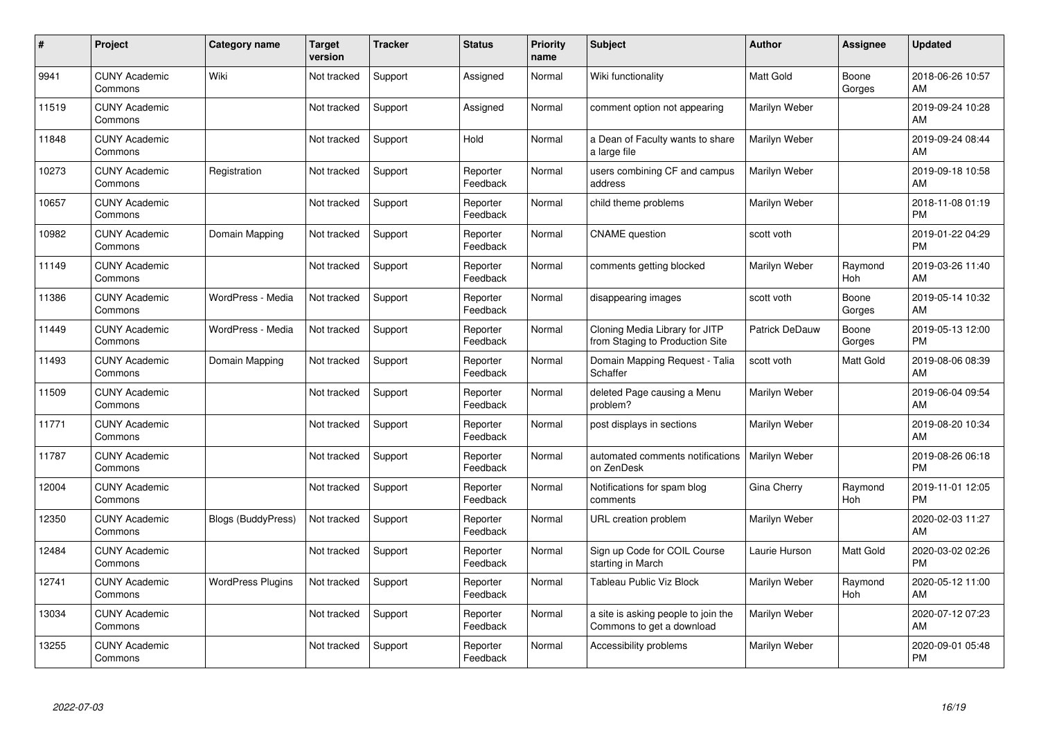| # | Project | Category name | Target version | Tracker | Status | Priority name | Subject | Author | Assignee | Updated |
|---|---|---|---|---|---|---|---|---|---|---|
| 9941 | CUNY Academic Commons | Wiki | Not tracked | Support | Assigned | Normal | Wiki functionality | Matt Gold | Boone Gorges | 2018-06-26 10:57 AM |
| 11519 | CUNY Academic Commons | | Not tracked | Support | Assigned | Normal | comment option not appearing | Marilyn Weber | | 2019-09-24 10:28 AM |
| 11848 | CUNY Academic Commons | | Not tracked | Support | Hold | Normal | a Dean of Faculty wants to share a large file | Marilyn Weber | | 2019-09-24 08:44 AM |
| 10273 | CUNY Academic Commons | Registration | Not tracked | Support | Reporter Feedback | Normal | users combining CF and campus address | Marilyn Weber | | 2019-09-18 10:58 AM |
| 10657 | CUNY Academic Commons | | Not tracked | Support | Reporter Feedback | Normal | child theme problems | Marilyn Weber | | 2018-11-08 01:19 PM |
| 10982 | CUNY Academic Commons | Domain Mapping | Not tracked | Support | Reporter Feedback | Normal | CNAME question | scott voth | | 2019-01-22 04:29 PM |
| 11149 | CUNY Academic Commons | | Not tracked | Support | Reporter Feedback | Normal | comments getting blocked | Marilyn Weber | Raymond Hoh | 2019-03-26 11:40 AM |
| 11386 | CUNY Academic Commons | WordPress - Media | Not tracked | Support | Reporter Feedback | Normal | disappearing images | scott voth | Boone Gorges | 2019-05-14 10:32 AM |
| 11449 | CUNY Academic Commons | WordPress - Media | Not tracked | Support | Reporter Feedback | Normal | Cloning Media Library for JITP from Staging to Production Site | Patrick DeDauw | Boone Gorges | 2019-05-13 12:00 PM |
| 11493 | CUNY Academic Commons | Domain Mapping | Not tracked | Support | Reporter Feedback | Normal | Domain Mapping Request - Talia Schaffer | scott voth | Matt Gold | 2019-08-06 08:39 AM |
| 11509 | CUNY Academic Commons | | Not tracked | Support | Reporter Feedback | Normal | deleted Page causing a Menu problem? | Marilyn Weber | | 2019-06-04 09:54 AM |
| 11771 | CUNY Academic Commons | | Not tracked | Support | Reporter Feedback | Normal | post displays in sections | Marilyn Weber | | 2019-08-20 10:34 AM |
| 11787 | CUNY Academic Commons | | Not tracked | Support | Reporter Feedback | Normal | automated comments notifications on ZenDesk | Marilyn Weber | | 2019-08-26 06:18 PM |
| 12004 | CUNY Academic Commons | | Not tracked | Support | Reporter Feedback | Normal | Notifications for spam blog comments | Gina Cherry | Raymond Hoh | 2019-11-01 12:05 PM |
| 12350 | CUNY Academic Commons | Blogs (BuddyPress) | Not tracked | Support | Reporter Feedback | Normal | URL creation problem | Marilyn Weber | | 2020-02-03 11:27 AM |
| 12484 | CUNY Academic Commons | | Not tracked | Support | Reporter Feedback | Normal | Sign up Code for COIL Course starting in March | Laurie Hurson | Matt Gold | 2020-03-02 02:26 PM |
| 12741 | CUNY Academic Commons | WordPress Plugins | Not tracked | Support | Reporter Feedback | Normal | Tableau Public Viz Block | Marilyn Weber | Raymond Hoh | 2020-05-12 11:00 AM |
| 13034 | CUNY Academic Commons | | Not tracked | Support | Reporter Feedback | Normal | a site is asking people to join the Commons to get a download | Marilyn Weber | | 2020-07-12 07:23 AM |
| 13255 | CUNY Academic Commons | | Not tracked | Support | Reporter Feedback | Normal | Accessibility problems | Marilyn Weber | | 2020-09-01 05:48 PM |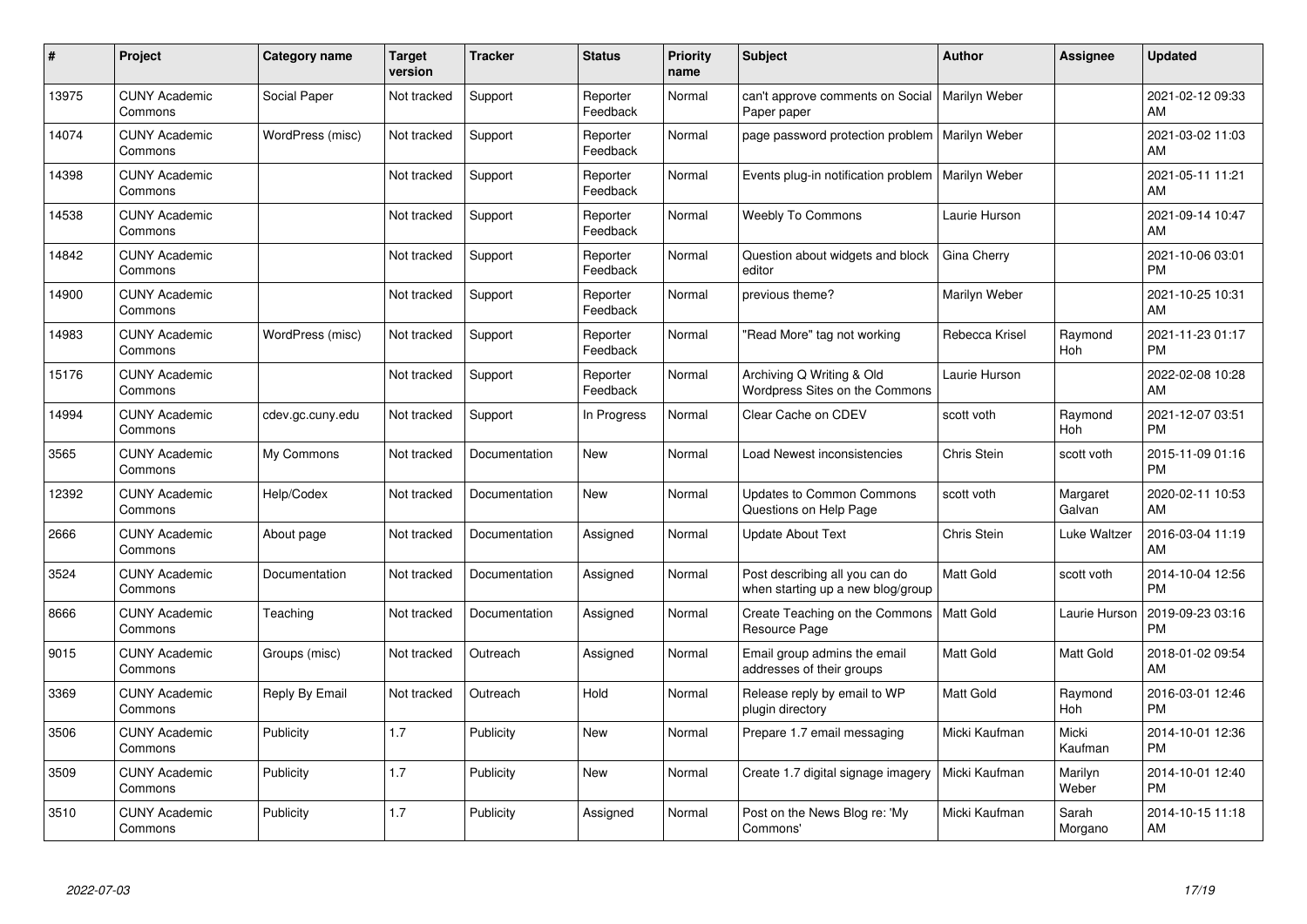| # | Project | Category name | Target version | Tracker | Status | Priority name | Subject | Author | Assignee | Updated |
|---|---|---|---|---|---|---|---|---|---|---|
| 13975 | CUNY Academic Commons | Social Paper | Not tracked | Support | Reporter Feedback | Normal | can't approve comments on Social Paper paper | Marilyn Weber | | 2021-02-12 09:33 AM |
| 14074 | CUNY Academic Commons | WordPress (misc) | Not tracked | Support | Reporter Feedback | Normal | page password protection problem | Marilyn Weber | | 2021-03-02 11:03 AM |
| 14398 | CUNY Academic Commons | | Not tracked | Support | Reporter Feedback | Normal | Events plug-in notification problem | Marilyn Weber | | 2021-05-11 11:21 AM |
| 14538 | CUNY Academic Commons | | Not tracked | Support | Reporter Feedback | Normal | Weebly To Commons | Laurie Hurson | | 2021-09-14 10:47 AM |
| 14842 | CUNY Academic Commons | | Not tracked | Support | Reporter Feedback | Normal | Question about widgets and block editor | Gina Cherry | | 2021-10-06 03:01 PM |
| 14900 | CUNY Academic Commons | | Not tracked | Support | Reporter Feedback | Normal | previous theme? | Marilyn Weber | | 2021-10-25 10:31 AM |
| 14983 | CUNY Academic Commons | WordPress (misc) | Not tracked | Support | Reporter Feedback | Normal | "Read More" tag not working | Rebecca Krisel | Raymond Hoh | 2021-11-23 01:17 PM |
| 15176 | CUNY Academic Commons | | Not tracked | Support | Reporter Feedback | Normal | Archiving Q Writing & Old Wordpress Sites on the Commons | Laurie Hurson | | 2022-02-08 10:28 AM |
| 14994 | CUNY Academic Commons | cdev.gc.cuny.edu | Not tracked | Support | In Progress | Normal | Clear Cache on CDEV | scott voth | Raymond Hoh | 2021-12-07 03:51 PM |
| 3565 | CUNY Academic Commons | My Commons | Not tracked | Documentation | New | Normal | Load Newest inconsistencies | Chris Stein | scott voth | 2015-11-09 01:16 PM |
| 12392 | CUNY Academic Commons | Help/Codex | Not tracked | Documentation | New | Normal | Updates to Common Commons Questions on Help Page | scott voth | Margaret Galvan | 2020-02-11 10:53 AM |
| 2666 | CUNY Academic Commons | About page | Not tracked | Documentation | Assigned | Normal | Update About Text | Chris Stein | Luke Waltzer | 2016-03-04 11:19 AM |
| 3524 | CUNY Academic Commons | Documentation | Not tracked | Documentation | Assigned | Normal | Post describing all you can do when starting up a new blog/group | Matt Gold | scott voth | 2014-10-04 12:56 PM |
| 8666 | CUNY Academic Commons | Teaching | Not tracked | Documentation | Assigned | Normal | Create Teaching on the Commons Resource Page | Matt Gold | Laurie Hurson | 2019-09-23 03:16 PM |
| 9015 | CUNY Academic Commons | Groups (misc) | Not tracked | Outreach | Assigned | Normal | Email group admins the email addresses of their groups | Matt Gold | Matt Gold | 2018-01-02 09:54 AM |
| 3369 | CUNY Academic Commons | Reply By Email | Not tracked | Outreach | Hold | Normal | Release reply by email to WP plugin directory | Matt Gold | Raymond Hoh | 2016-03-01 12:46 PM |
| 3506 | CUNY Academic Commons | Publicity | 1.7 | Publicity | New | Normal | Prepare 1.7 email messaging | Micki Kaufman | Micki Kaufman | 2014-10-01 12:36 PM |
| 3509 | CUNY Academic Commons | Publicity | 1.7 | Publicity | New | Normal | Create 1.7 digital signage imagery | Micki Kaufman | Marilyn Weber | 2014-10-01 12:40 PM |
| 3510 | CUNY Academic Commons | Publicity | 1.7 | Publicity | Assigned | Normal | Post on the News Blog re: 'My Commons' | Micki Kaufman | Sarah Morgano | 2014-10-15 11:18 AM |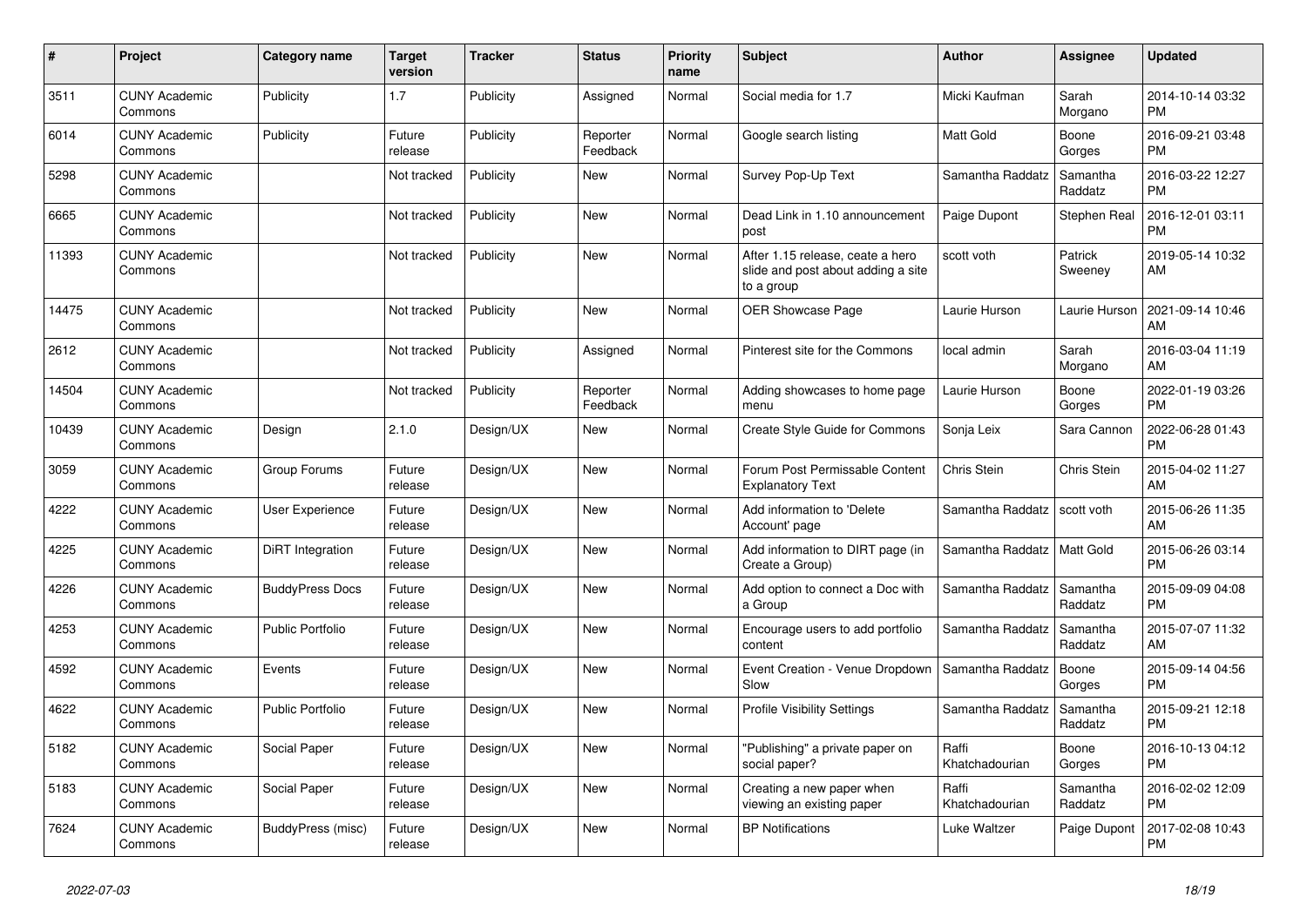| # | Project | Category name | Target version | Tracker | Status | Priority name | Subject | Author | Assignee | Updated |
|---|---|---|---|---|---|---|---|---|---|---|
| 3511 | CUNY Academic Commons | Publicity | 1.7 | Publicity | Assigned | Normal | Social media for 1.7 | Micki Kaufman | Sarah Morgano | 2014-10-14 03:32 PM |
| 6014 | CUNY Academic Commons | Publicity | Future release | Publicity | Reporter Feedback | Normal | Google search listing | Matt Gold | Boone Gorges | 2016-09-21 03:48 PM |
| 5298 | CUNY Academic Commons | | Not tracked | Publicity | New | Normal | Survey Pop-Up Text | Samantha Raddatz | Samantha Raddatz | 2016-03-22 12:27 PM |
| 6665 | CUNY Academic Commons | | Not tracked | Publicity | New | Normal | Dead Link in 1.10 announcement post | Paige Dupont | Stephen Real | 2016-12-01 03:11 PM |
| 11393 | CUNY Academic Commons | | Not tracked | Publicity | New | Normal | After 1.15 release, ceate a hero slide and post about adding a site to a group | scott voth | Patrick Sweeney | 2019-05-14 10:32 AM |
| 14475 | CUNY Academic Commons | | Not tracked | Publicity | New | Normal | OER Showcase Page | Laurie Hurson | Laurie Hurson | 2021-09-14 10:46 AM |
| 2612 | CUNY Academic Commons | | Not tracked | Publicity | Assigned | Normal | Pinterest site for the Commons | local admin | Sarah Morgano | 2016-03-04 11:19 AM |
| 14504 | CUNY Academic Commons | | Not tracked | Publicity | Reporter Feedback | Normal | Adding showcases to home page menu | Laurie Hurson | Boone Gorges | 2022-01-19 03:26 PM |
| 10439 | CUNY Academic Commons | Design | 2.1.0 | Design/UX | New | Normal | Create Style Guide for Commons | Sonja Leix | Sara Cannon | 2022-06-28 01:43 PM |
| 3059 | CUNY Academic Commons | Group Forums | Future release | Design/UX | New | Normal | Forum Post Permissable Content Explanatory Text | Chris Stein | Chris Stein | 2015-04-02 11:27 AM |
| 4222 | CUNY Academic Commons | User Experience | Future release | Design/UX | New | Normal | Add information to 'Delete Account' page | Samantha Raddatz | scott voth | 2015-06-26 11:35 AM |
| 4225 | CUNY Academic Commons | DiRT Integration | Future release | Design/UX | New | Normal | Add information to DIRT page (in Create a Group) | Samantha Raddatz | Matt Gold | 2015-06-26 03:14 PM |
| 4226 | CUNY Academic Commons | BuddyPress Docs | Future release | Design/UX | New | Normal | Add option to connect a Doc with a Group | Samantha Raddatz | Samantha Raddatz | 2015-09-09 04:08 PM |
| 4253 | CUNY Academic Commons | Public Portfolio | Future release | Design/UX | New | Normal | Encourage users to add portfolio content | Samantha Raddatz | Samantha Raddatz | 2015-07-07 11:32 AM |
| 4592 | CUNY Academic Commons | Events | Future release | Design/UX | New | Normal | Event Creation - Venue Dropdown Slow | Samantha Raddatz | Boone Gorges | 2015-09-14 04:56 PM |
| 4622 | CUNY Academic Commons | Public Portfolio | Future release | Design/UX | New | Normal | Profile Visibility Settings | Samantha Raddatz | Samantha Raddatz | 2015-09-21 12:18 PM |
| 5182 | CUNY Academic Commons | Social Paper | Future release | Design/UX | New | Normal | "Publishing" a private paper on social paper? | Raffi Khatchadourian | Boone Gorges | 2016-10-13 04:12 PM |
| 5183 | CUNY Academic Commons | Social Paper | Future release | Design/UX | New | Normal | Creating a new paper when viewing an existing paper | Raffi Khatchadourian | Samantha Raddatz | 2016-02-02 12:09 PM |
| 7624 | CUNY Academic Commons | BuddyPress (misc) | Future release | Design/UX | New | Normal | BP Notifications | Luke Waltzer | Paige Dupont | 2017-02-08 10:43 PM |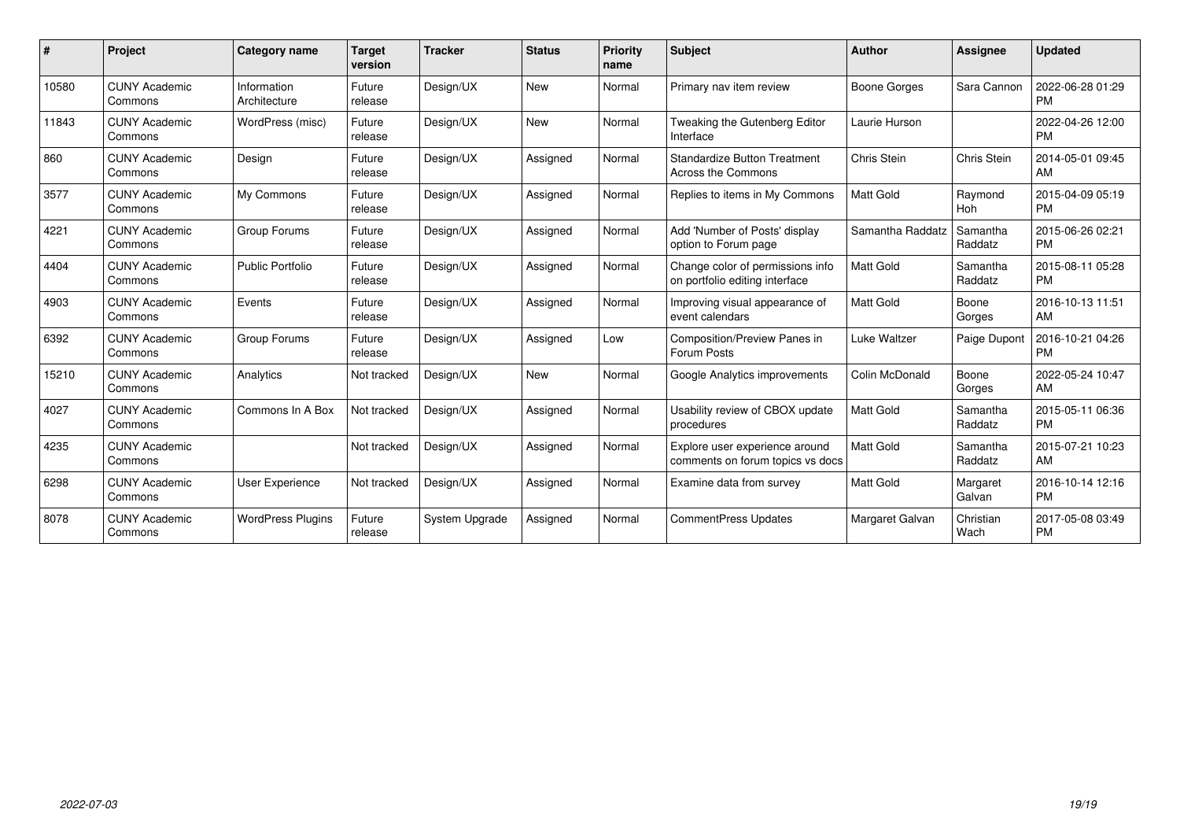| # | Project | Category name | Target version | Tracker | Status | Priority name | Subject | Author | Assignee | Updated |
|---|---|---|---|---|---|---|---|---|---|---|
| 10580 | CUNY Academic Commons | Information Architecture | Future release | Design/UX | New | Normal | Primary nav item review | Boone Gorges | Sara Cannon | 2022-06-28 01:29 PM |
| 11843 | CUNY Academic Commons | WordPress (misc) | Future release | Design/UX | New | Normal | Tweaking the Gutenberg Editor Interface | Laurie Hurson | | 2022-04-26 12:00 PM |
| 860 | CUNY Academic Commons | Design | Future release | Design/UX | Assigned | Normal | Standardize Button Treatment Across the Commons | Chris Stein | Chris Stein | 2014-05-01 09:45 AM |
| 3577 | CUNY Academic Commons | My Commons | Future release | Design/UX | Assigned | Normal | Replies to items in My Commons | Matt Gold | Raymond Hoh | 2015-04-09 05:19 PM |
| 4221 | CUNY Academic Commons | Group Forums | Future release | Design/UX | Assigned | Normal | Add 'Number of Posts' display option to Forum page | Samantha Raddatz | Samantha Raddatz | 2015-06-26 02:21 PM |
| 4404 | CUNY Academic Commons | Public Portfolio | Future release | Design/UX | Assigned | Normal | Change color of permissions info on portfolio editing interface | Matt Gold | Samantha Raddatz | 2015-08-11 05:28 PM |
| 4903 | CUNY Academic Commons | Events | Future release | Design/UX | Assigned | Normal | Improving visual appearance of event calendars | Matt Gold | Boone Gorges | 2016-10-13 11:51 AM |
| 6392 | CUNY Academic Commons | Group Forums | Future release | Design/UX | Assigned | Low | Composition/Preview Panes in Forum Posts | Luke Waltzer | Paige Dupont | 2016-10-21 04:26 PM |
| 15210 | CUNY Academic Commons | Analytics | Not tracked | Design/UX | New | Normal | Google Analytics improvements | Colin McDonald | Boone Gorges | 2022-05-24 10:47 AM |
| 4027 | CUNY Academic Commons | Commons In A Box | Not tracked | Design/UX | Assigned | Normal | Usability review of CBOX update procedures | Matt Gold | Samantha Raddatz | 2015-05-11 06:36 PM |
| 4235 | CUNY Academic Commons | | Not tracked | Design/UX | Assigned | Normal | Explore user experience around comments on forum topics vs docs | Matt Gold | Samantha Raddatz | 2015-07-21 10:23 AM |
| 6298 | CUNY Academic Commons | User Experience | Not tracked | Design/UX | Assigned | Normal | Examine data from survey | Matt Gold | Margaret Galvan | 2016-10-14 12:16 PM |
| 8078 | CUNY Academic Commons | WordPress Plugins | Future release | System Upgrade | Assigned | Normal | CommentPress Updates | Margaret Galvan | Christian Wach | 2017-05-08 03:49 PM |